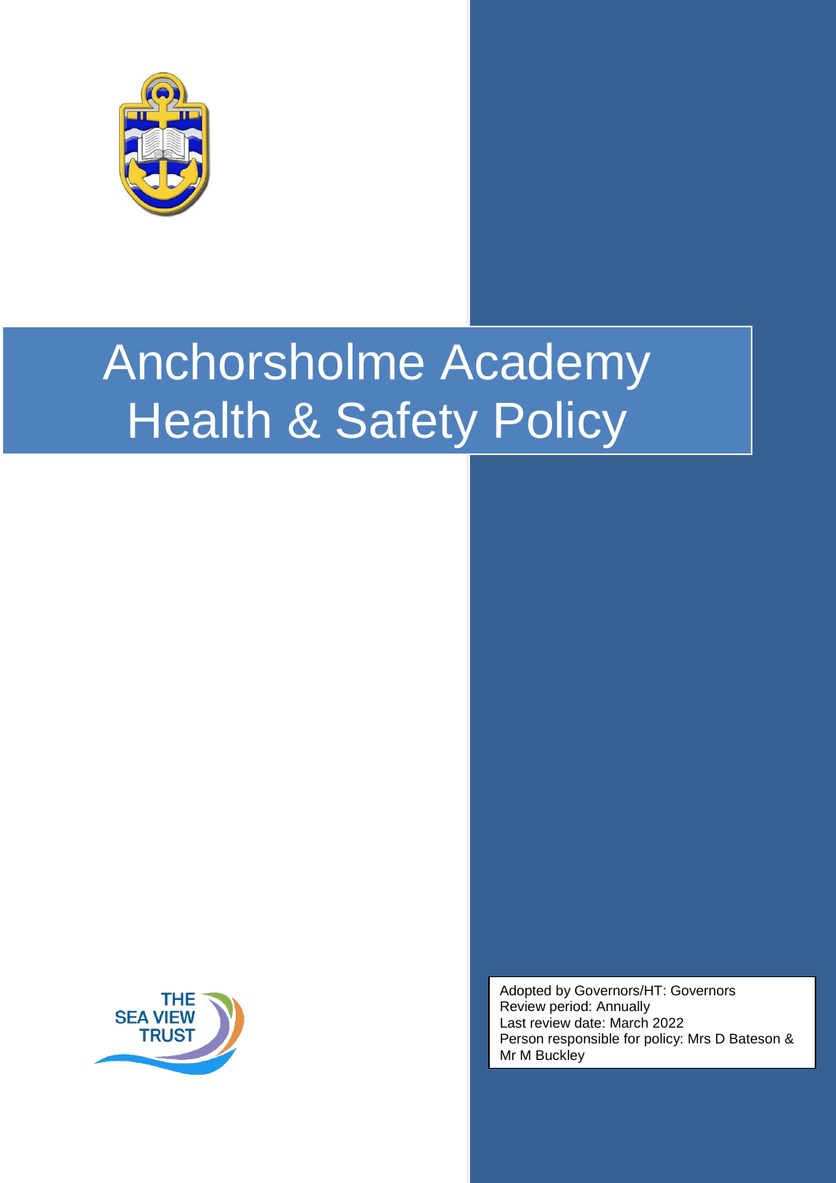# Anchorsholme Academy Health & Safety Policy

THE SEA VIEW TRUST

Adopted by Governors/HT: Governors
Review period: Annually
Last review date: March 2022
Person responsible for policy: Mrs D Bateson & Mr M Buckley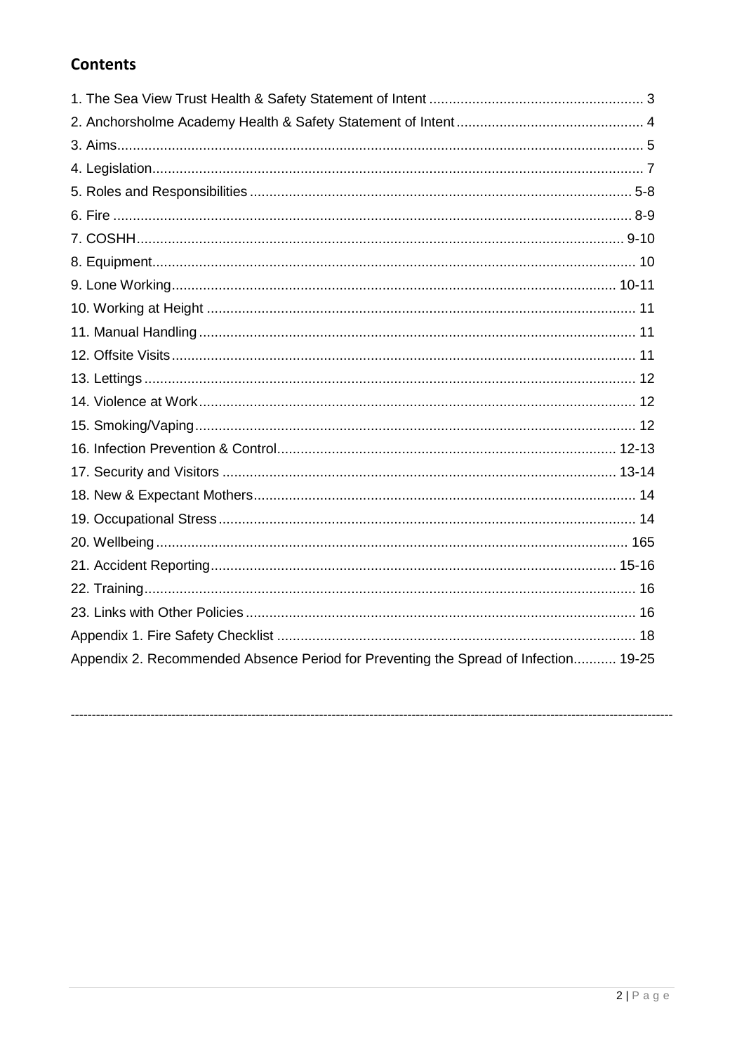## Contents

1. The Sea View Trust Health & Safety Statement of Intent ........ 3
2. Anchorsholme Academy Health & Safety Statement of Intent ........ 4
3. Aims ........ 5
4. Legislation ........ 7
5. Roles and Responsibilities ........ 5-8
6. Fire ........ 8-9
7. COSHH ........ 9-10
8. Equipment ........ 10
9. Lone Working ........ 10-11
10. Working at Height ........ 11
11. Manual Handling ........ 11
12. Offsite Visits ........ 11
13. Lettings ........ 12
14. Violence at Work ........ 12
15. Smoking/Vaping ........ 12
16. Infection Prevention & Control ........ 12-13
17. Security and Visitors ........ 13-14
18. New & Expectant Mothers ........ 14
19. Occupational Stress ........ 14
20. Wellbeing ........ 165
21. Accident Reporting ........ 15-16
22. Training ........ 16
23. Links with Other Policies ........ 16

Appendix 1. Fire Safety Checklist ........ 18

Appendix 2. Recommended Absence Period for Preventing the Spread of Infection ........ 19-25

---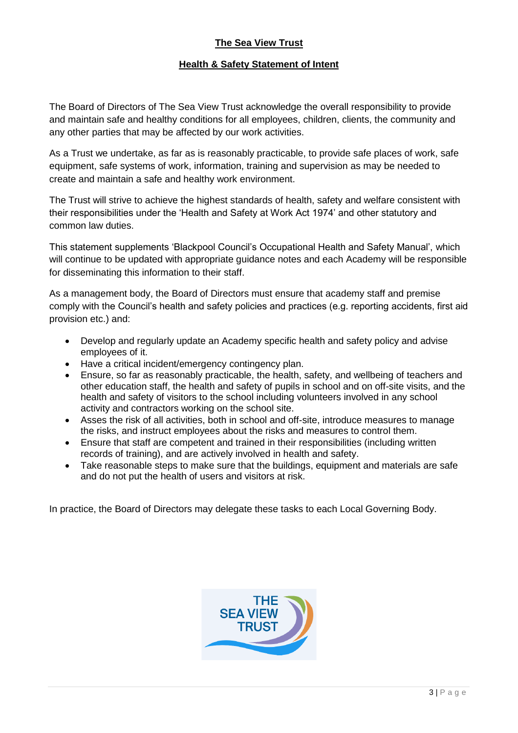# The Sea View Trust

## Health & Safety Statement of Intent

The Board of Directors of The Sea View Trust acknowledge the overall responsibility to provide and maintain safe and healthy conditions for all employees, children, clients, the community and any other parties that may be affected by our work activities.

As a Trust we undertake, as far as is reasonably practicable, to provide safe places of work, safe equipment, safe systems of work, information, training and supervision as may be needed to create and maintain a safe and healthy work environment.

The Trust will strive to achieve the highest standards of health, safety and welfare consistent with their responsibilities under the 'Health and Safety at Work Act 1974' and other statutory and common law duties.

This statement supplements 'Blackpool Council's Occupational Health and Safety Manual', which will continue to be updated with appropriate guidance notes and each Academy will be responsible for disseminating this information to their staff.

As a management body, the Board of Directors must ensure that academy staff and premise comply with the Council's health and safety policies and practices (e.g. reporting accidents, first aid provision etc.) and:

- Develop and regularly update an Academy specific health and safety policy and advise employees of it.
- Have a critical incident/emergency contingency plan.
- Ensure, so far as reasonably practicable, the health, safety, and wellbeing of teachers and other education staff, the health and safety of pupils in school and on off-site visits, and the health and safety of visitors to the school including volunteers involved in any school activity and contractors working on the school site.
- Asses the risk of all activities, both in school and off-site, introduce measures to manage the risks, and instruct employees about the risks and measures to control them.
- Ensure that staff are competent and trained in their responsibilities (including written records of training), and are actively involved in health and safety.
- Take reasonable steps to make sure that the buildings, equipment and materials are safe and do not put the health of users and visitors at risk.

In practice, the Board of Directors may delegate these tasks to each Local Governing Body.

THE SEA VIEW TRUST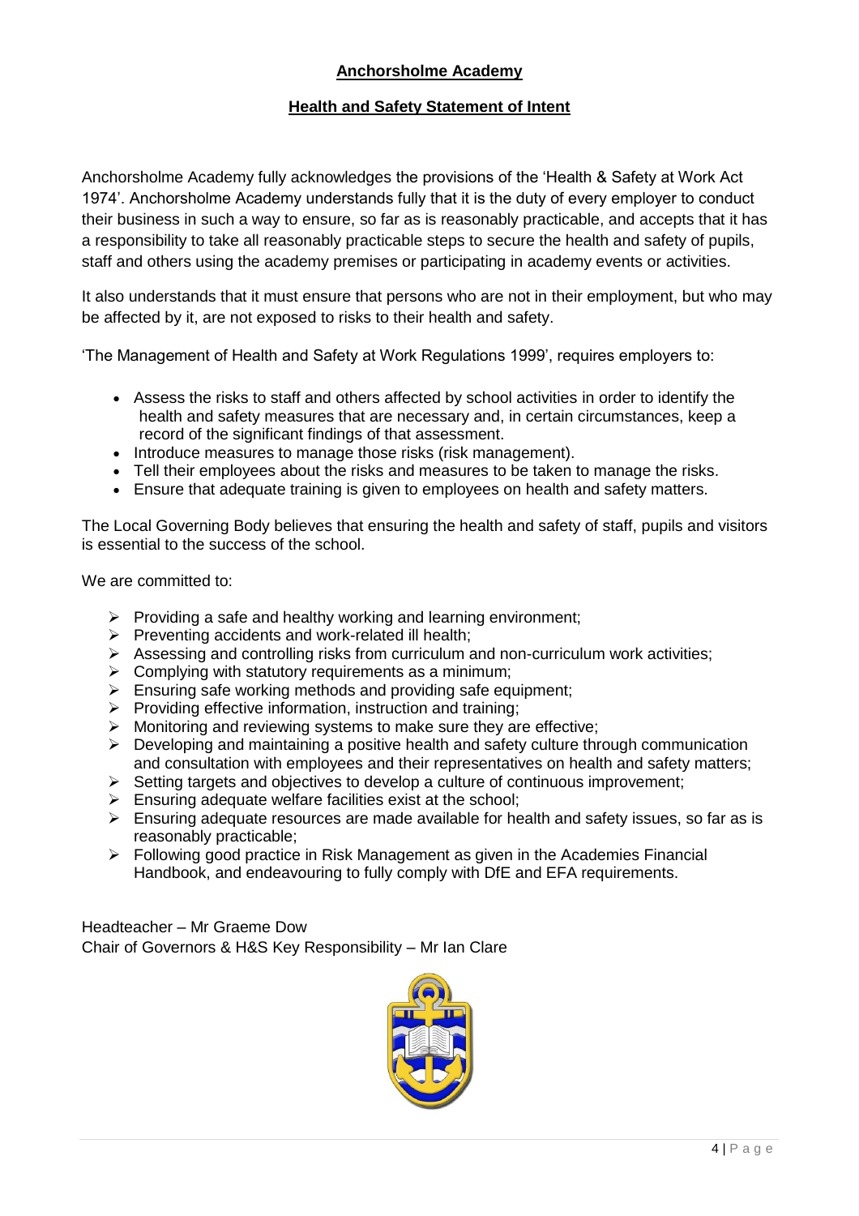**Anchorsholme Academy**

**Health and Safety Statement of Intent**

Anchorsholme Academy fully acknowledges the provisions of the 'Health & Safety at Work Act 1974'. Anchorsholme Academy understands fully that it is the duty of every employer to conduct their business in such a way to ensure, so far as is reasonably practicable, and accepts that it has a responsibility to take all reasonably practicable steps to secure the health and safety of pupils, staff and others using the academy premises or participating in academy events or activities.

It also understands that it must ensure that persons who are not in their employment, but who may be affected by it, are not exposed to risks to their health and safety.

'The Management of Health and Safety at Work Regulations 1999', requires employers to:

- Assess the risks to staff and others affected by school activities in order to identify the health and safety measures that are necessary and, in certain circumstances, keep a record of the significant findings of that assessment.
- Introduce measures to manage those risks (risk management).
- Tell their employees about the risks and measures to be taken to manage the risks.
- Ensure that adequate training is given to employees on health and safety matters.

The Local Governing Body believes that ensuring the health and safety of staff, pupils and visitors is essential to the success of the school.

We are committed to:

- Providing a safe and healthy working and learning environment;
- Preventing accidents and work-related ill health;
- Assessing and controlling risks from curriculum and non-curriculum work activities;
- Complying with statutory requirements as a minimum;
- Ensuring safe working methods and providing safe equipment;
- Providing effective information, instruction and training;
- Monitoring and reviewing systems to make sure they are effective;
- Developing and maintaining a positive health and safety culture through communication and consultation with employees and their representatives on health and safety matters;
- Setting targets and objectives to develop a culture of continuous improvement;
- Ensuring adequate welfare facilities exist at the school;
- Ensuring adequate resources are made available for health and safety issues, so far as is reasonably practicable;
- Following good practice in Risk Management as given in the Academies Financial Handbook, and endeavouring to fully comply with DfE and EFA requirements.

Headteacher – Mr Graeme Dow
Chair of Governors & H&S Key Responsibility – Mr Ian Clare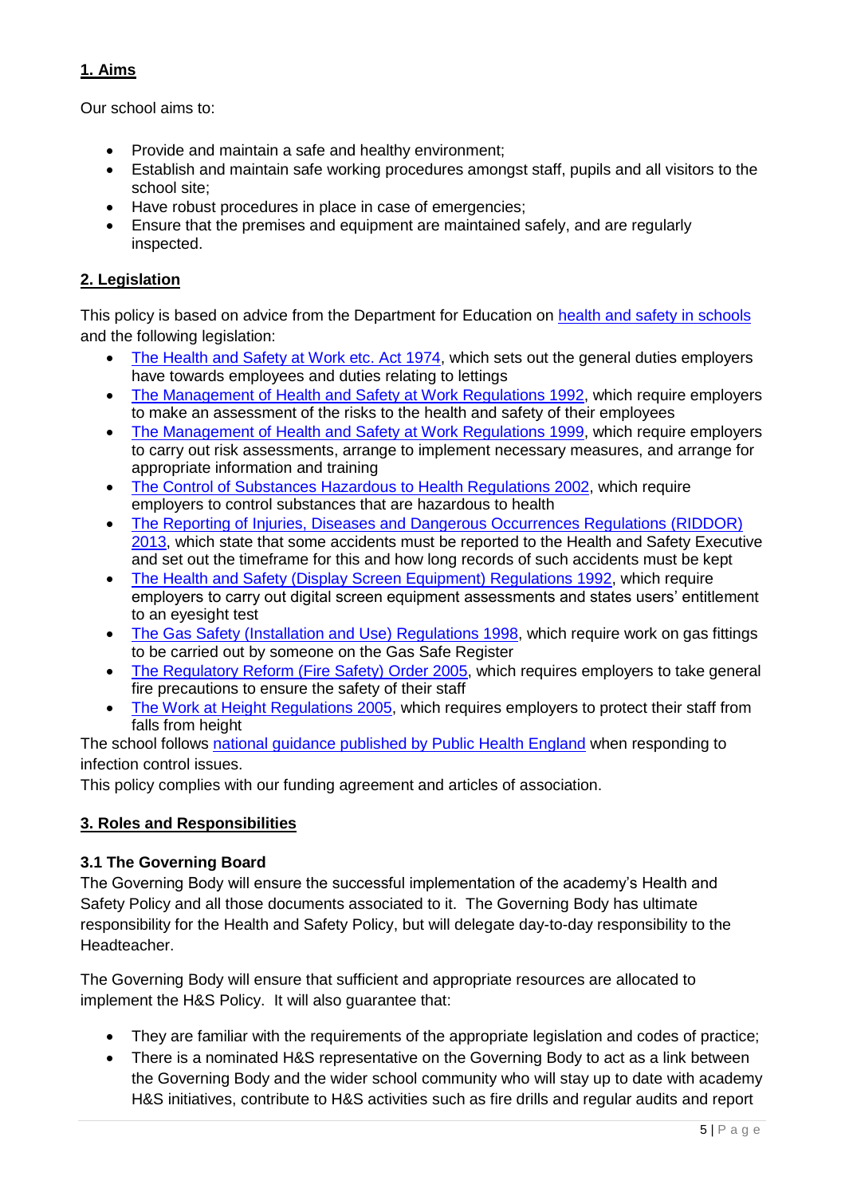## 1. Aims

Our school aims to:

- Provide and maintain a safe and healthy environment;
- Establish and maintain safe working procedures amongst staff, pupils and all visitors to the school site;
- Have robust procedures in place in case of emergencies;
- Ensure that the premises and equipment are maintained safely, and are regularly inspected.

## 2. Legislation

This policy is based on advice from the Department for Education on health and safety in schools and the following legislation:

- The Health and Safety at Work etc. Act 1974, which sets out the general duties employers have towards employees and duties relating to lettings
- The Management of Health and Safety at Work Regulations 1992, which require employers to make an assessment of the risks to the health and safety of their employees
- The Management of Health and Safety at Work Regulations 1999, which require employers to carry out risk assessments, arrange to implement necessary measures, and arrange for appropriate information and training
- The Control of Substances Hazardous to Health Regulations 2002, which require employers to control substances that are hazardous to health
- The Reporting of Injuries, Diseases and Dangerous Occurrences Regulations (RIDDOR) 2013, which state that some accidents must be reported to the Health and Safety Executive and set out the timeframe for this and how long records of such accidents must be kept
- The Health and Safety (Display Screen Equipment) Regulations 1992, which require employers to carry out digital screen equipment assessments and states users' entitlement to an eyesight test
- The Gas Safety (Installation and Use) Regulations 1998, which require work on gas fittings to be carried out by someone on the Gas Safe Register
- The Regulatory Reform (Fire Safety) Order 2005, which requires employers to take general fire precautions to ensure the safety of their staff
- The Work at Height Regulations 2005, which requires employers to protect their staff from falls from height

The school follows national guidance published by Public Health England when responding to infection control issues.

This policy complies with our funding agreement and articles of association.

## 3. Roles and Responsibilities

### 3.1 The Governing Board

The Governing Body will ensure the successful implementation of the academy's Health and Safety Policy and all those documents associated to it. The Governing Body has ultimate responsibility for the Health and Safety Policy, but will delegate day-to-day responsibility to the Headteacher.

The Governing Body will ensure that sufficient and appropriate resources are allocated to implement the H&S Policy. It will also guarantee that:

- They are familiar with the requirements of the appropriate legislation and codes of practice;
- There is a nominated H&S representative on the Governing Body to act as a link between the Governing Body and the wider school community who will stay up to date with academy H&S initiatives, contribute to H&S activities such as fire drills and regular audits and report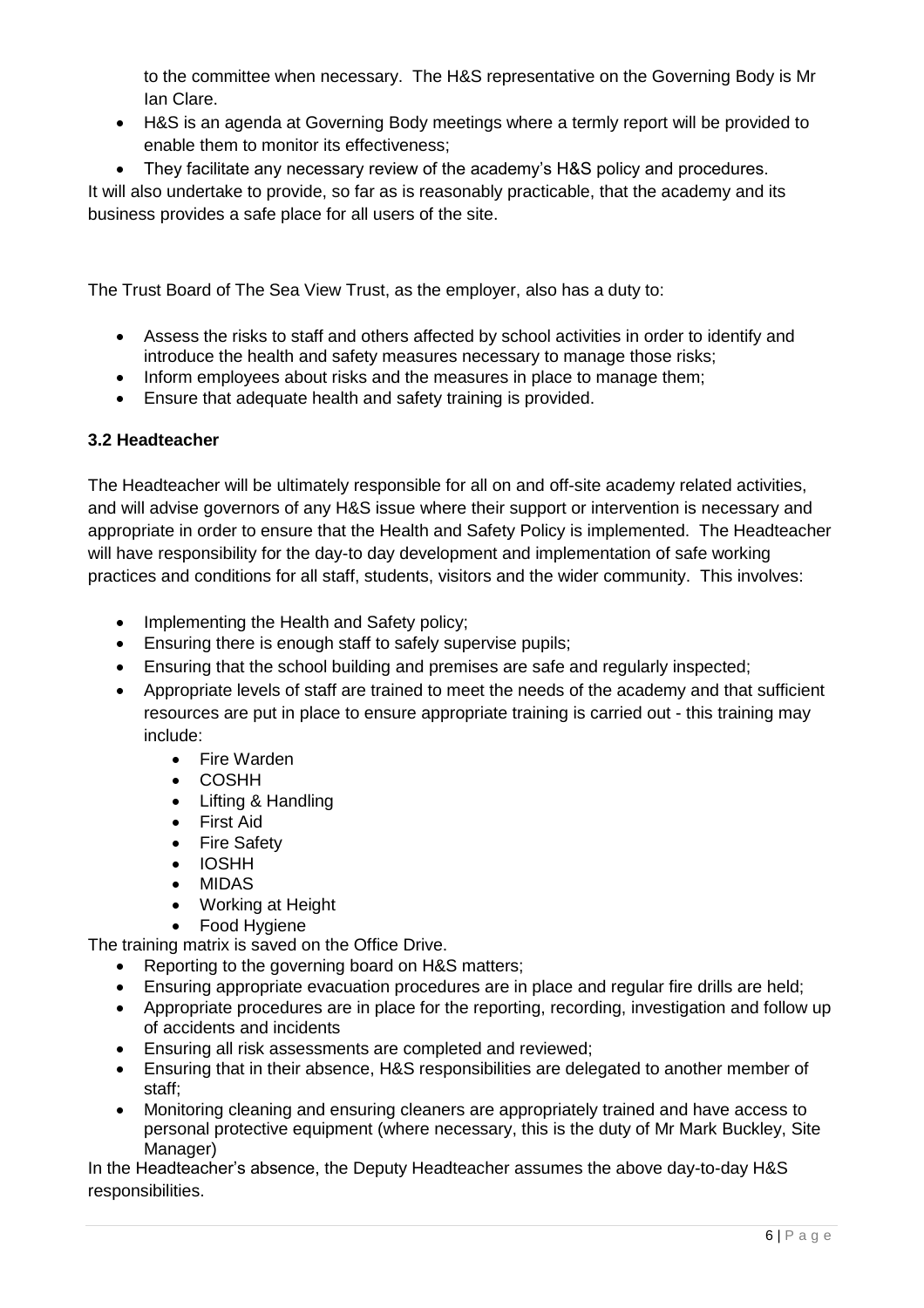to the committee when necessary. The H&S representative on the Governing Body is Mr Ian Clare.

- H&S is an agenda at Governing Body meetings where a termly report will be provided to enable them to monitor its effectiveness;
- They facilitate any necessary review of the academy's H&S policy and procedures.

It will also undertake to provide, so far as is reasonably practicable, that the academy and its business provides a safe place for all users of the site.

The Trust Board of The Sea View Trust, as the employer, also has a duty to:

- Assess the risks to staff and others affected by school activities in order to identify and introduce the health and safety measures necessary to manage those risks;
- Inform employees about risks and the measures in place to manage them;
- Ensure that adequate health and safety training is provided.

### 3.2 Headteacher

The Headteacher will be ultimately responsible for all on and off-site academy related activities, and will advise governors of any H&S issue where their support or intervention is necessary and appropriate in order to ensure that the Health and Safety Policy is implemented. The Headteacher will have responsibility for the day-to day development and implementation of safe working practices and conditions for all staff, students, visitors and the wider community. This involves:

- Implementing the Health and Safety policy;
- Ensuring there is enough staff to safely supervise pupils;
- Ensuring that the school building and premises are safe and regularly inspected;
- Appropriate levels of staff are trained to meet the needs of the academy and that sufficient resources are put in place to ensure appropriate training is carried out - this training may include:
    - Fire Warden
    - COSHH
    - Lifting & Handling
    - First Aid
    - Fire Safety
    - IOSHH
    - MIDAS
    - Working at Height
    - Food Hygiene

The training matrix is saved on the Office Drive.

- Reporting to the governing board on H&S matters;
- Ensuring appropriate evacuation procedures are in place and regular fire drills are held;
- Appropriate procedures are in place for the reporting, recording, investigation and follow up of accidents and incidents
- Ensuring all risk assessments are completed and reviewed;
- Ensuring that in their absence, H&S responsibilities are delegated to another member of staff;
- Monitoring cleaning and ensuring cleaners are appropriately trained and have access to personal protective equipment (where necessary, this is the duty of Mr Mark Buckley, Site Manager)

In the Headteacher's absence, the Deputy Headteacher assumes the above day-to-day H&S responsibilities.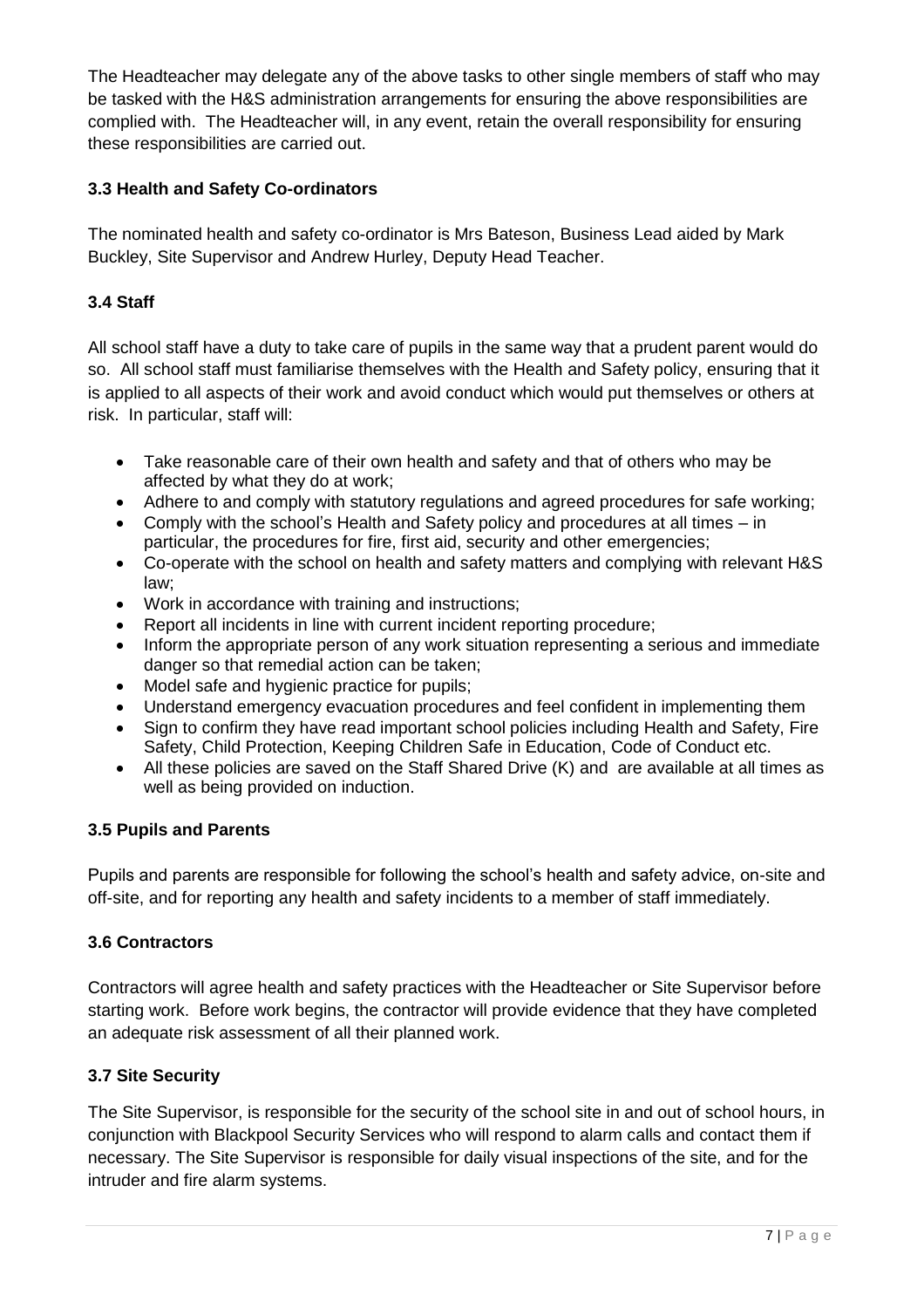The Headteacher may delegate any of the above tasks to other single members of staff who may be tasked with the H&S administration arrangements for ensuring the above responsibilities are complied with. The Headteacher will, in any event, retain the overall responsibility for ensuring these responsibilities are carried out.

### 3.3 Health and Safety Co-ordinators

The nominated health and safety co-ordinator is Mrs Bateson, Business Lead aided by Mark Buckley, Site Supervisor and Andrew Hurley, Deputy Head Teacher.

### 3.4 Staff

All school staff have a duty to take care of pupils in the same way that a prudent parent would do so. All school staff must familiarise themselves with the Health and Safety policy, ensuring that it is applied to all aspects of their work and avoid conduct which would put themselves or others at risk. In particular, staff will:

- Take reasonable care of their own health and safety and that of others who may be affected by what they do at work;
- Adhere to and comply with statutory regulations and agreed procedures for safe working;
- Comply with the school's Health and Safety policy and procedures at all times – in particular, the procedures for fire, first aid, security and other emergencies;
- Co-operate with the school on health and safety matters and complying with relevant H&S law;
- Work in accordance with training and instructions;
- Report all incidents in line with current incident reporting procedure;
- Inform the appropriate person of any work situation representing a serious and immediate danger so that remedial action can be taken;
- Model safe and hygienic practice for pupils;
- Understand emergency evacuation procedures and feel confident in implementing them
- Sign to confirm they have read important school policies including Health and Safety, Fire Safety, Child Protection, Keeping Children Safe in Education, Code of Conduct etc.
- All these policies are saved on the Staff Shared Drive (K) and are available at all times as well as being provided on induction.

### 3.5 Pupils and Parents

Pupils and parents are responsible for following the school's health and safety advice, on-site and off-site, and for reporting any health and safety incidents to a member of staff immediately.

### 3.6 Contractors

Contractors will agree health and safety practices with the Headteacher or Site Supervisor before starting work. Before work begins, the contractor will provide evidence that they have completed an adequate risk assessment of all their planned work.

### 3.7 Site Security

The Site Supervisor, is responsible for the security of the school site in and out of school hours, in conjunction with Blackpool Security Services who will respond to alarm calls and contact them if necessary. The Site Supervisor is responsible for daily visual inspections of the site, and for the intruder and fire alarm systems.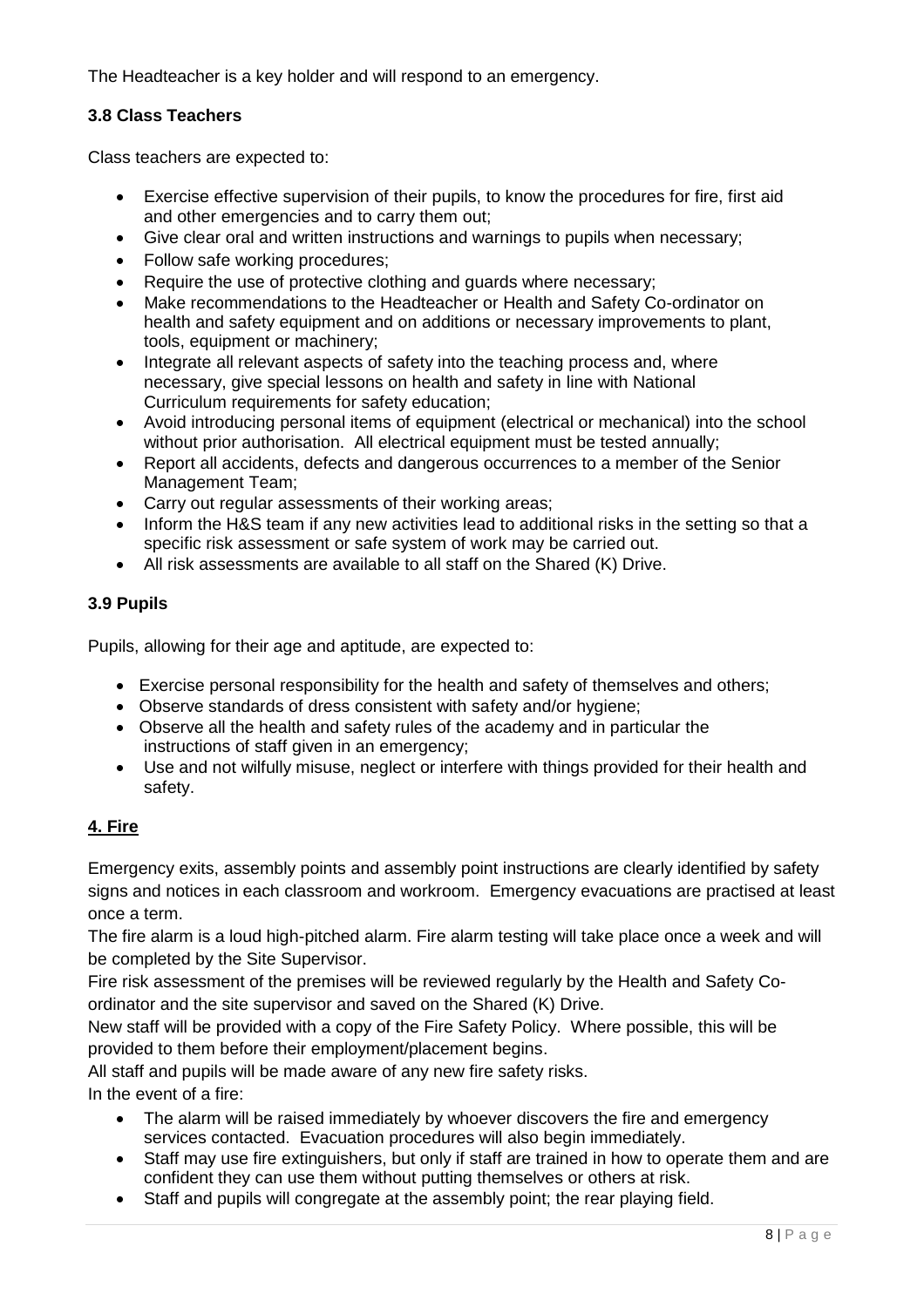The Headteacher is a key holder and will respond to an emergency.

### 3.8 Class Teachers

Class teachers are expected to:

- Exercise effective supervision of their pupils, to know the procedures for fire, first aid and other emergencies and to carry them out;
- Give clear oral and written instructions and warnings to pupils when necessary;
- Follow safe working procedures;
- Require the use of protective clothing and guards where necessary;
- Make recommendations to the Headteacher or Health and Safety Co-ordinator on health and safety equipment and on additions or necessary improvements to plant, tools, equipment or machinery;
- Integrate all relevant aspects of safety into the teaching process and, where necessary, give special lessons on health and safety in line with National Curriculum requirements for safety education;
- Avoid introducing personal items of equipment (electrical or mechanical) into the school without prior authorisation. All electrical equipment must be tested annually;
- Report all accidents, defects and dangerous occurrences to a member of the Senior Management Team;
- Carry out regular assessments of their working areas;
- Inform the H&S team if any new activities lead to additional risks in the setting so that a specific risk assessment or safe system of work may be carried out.
- All risk assessments are available to all staff on the Shared (K) Drive.

### 3.9 Pupils

Pupils, allowing for their age and aptitude, are expected to:

- Exercise personal responsibility for the health and safety of themselves and others;
- Observe standards of dress consistent with safety and/or hygiene;
- Observe all the health and safety rules of the academy and in particular the instructions of staff given in an emergency;
- Use and not wilfully misuse, neglect or interfere with things provided for their health and safety.

## 4. Fire

Emergency exits, assembly points and assembly point instructions are clearly identified by safety signs and notices in each classroom and workroom. Emergency evacuations are practised at least once a term.

The fire alarm is a loud high-pitched alarm. Fire alarm testing will take place once a week and will be completed by the Site Supervisor.

Fire risk assessment of the premises will be reviewed regularly by the Health and Safety Co-ordinator and the site supervisor and saved on the Shared (K) Drive.

New staff will be provided with a copy of the Fire Safety Policy. Where possible, this will be provided to them before their employment/placement begins.

All staff and pupils will be made aware of any new fire safety risks.

In the event of a fire:

- The alarm will be raised immediately by whoever discovers the fire and emergency services contacted. Evacuation procedures will also begin immediately.
- Staff may use fire extinguishers, but only if staff are trained in how to operate them and are confident they can use them without putting themselves or others at risk.
- Staff and pupils will congregate at the assembly point; the rear playing field.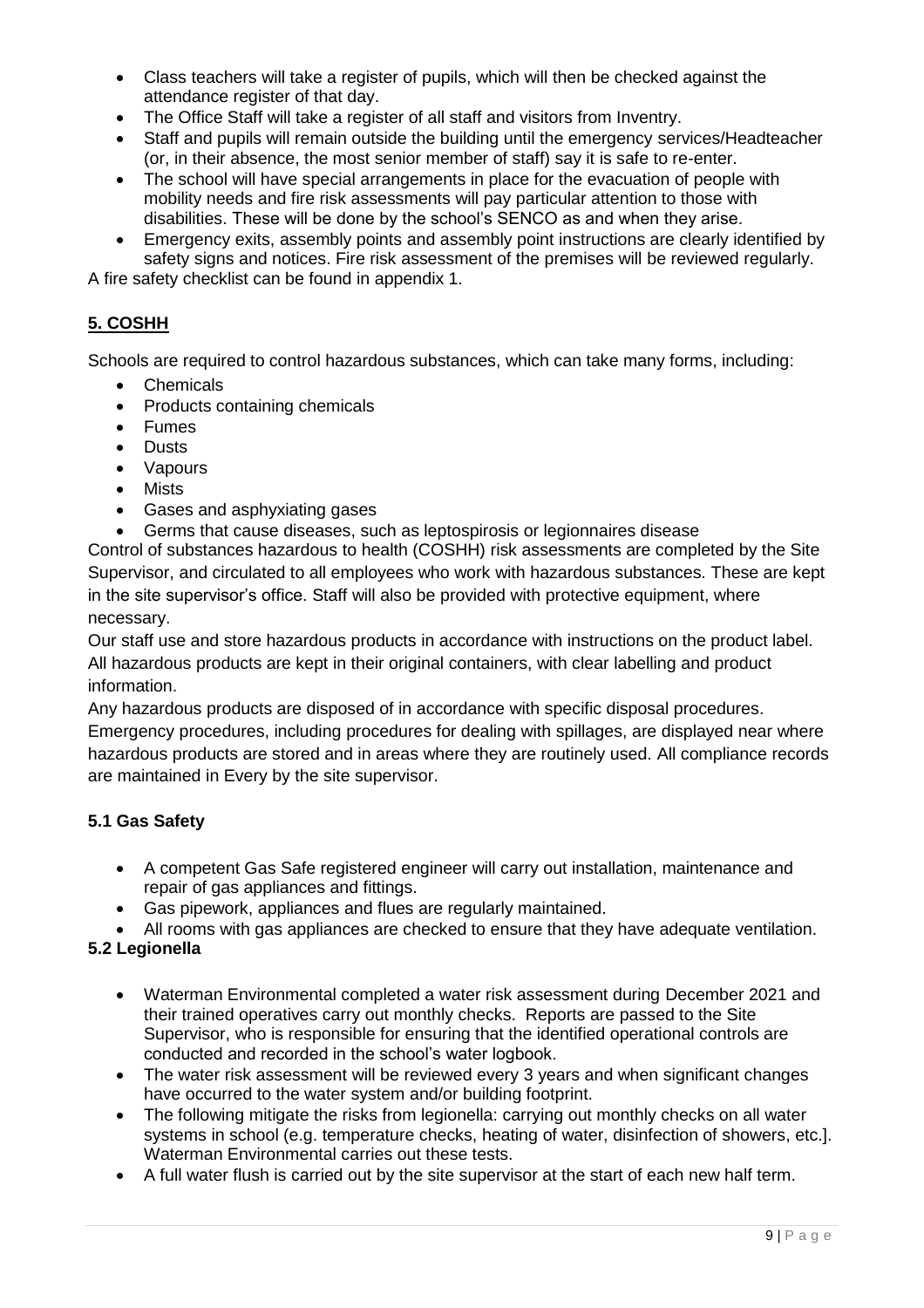- Class teachers will take a register of pupils, which will then be checked against the attendance register of that day.
- The Office Staff will take a register of all staff and visitors from Inventry.
- Staff and pupils will remain outside the building until the emergency services/Headteacher (or, in their absence, the most senior member of staff) say it is safe to re-enter.
- The school will have special arrangements in place for the evacuation of people with mobility needs and fire risk assessments will pay particular attention to those with disabilities. These will be done by the school's SENCO as and when they arise.
- Emergency exits, assembly points and assembly point instructions are clearly identified by safety signs and notices. Fire risk assessment of the premises will be reviewed regularly.

A fire safety checklist can be found in appendix 1.

## **5. COSHH**

Schools are required to control hazardous substances, which can take many forms, including:

- Chemicals
- Products containing chemicals
- Fumes
- Dusts
- Vapours
- Mists
- Gases and asphyxiating gases
- Germs that cause diseases, such as leptospirosis or legionnaires disease

Control of substances hazardous to health (COSHH) risk assessments are completed by the Site Supervisor, and circulated to all employees who work with hazardous substances. These are kept in the site supervisor's office. Staff will also be provided with protective equipment, where necessary.

Our staff use and store hazardous products in accordance with instructions on the product label. All hazardous products are kept in their original containers, with clear labelling and product information.

Any hazardous products are disposed of in accordance with specific disposal procedures.

Emergency procedures, including procedures for dealing with spillages, are displayed near where hazardous products are stored and in areas where they are routinely used. All compliance records are maintained in Every by the site supervisor.

### 5.1 Gas Safety

- A competent Gas Safe registered engineer will carry out installation, maintenance and repair of gas appliances and fittings.
- Gas pipework, appliances and flues are regularly maintained.
- All rooms with gas appliances are checked to ensure that they have adequate ventilation.

### 5.2 Legionella

- Waterman Environmental completed a water risk assessment during December 2021 and their trained operatives carry out monthly checks. Reports are passed to the Site Supervisor, who is responsible for ensuring that the identified operational controls are conducted and recorded in the school's water logbook.
- The water risk assessment will be reviewed every 3 years and when significant changes have occurred to the water system and/or building footprint.
- The following mitigate the risks from legionella: carrying out monthly checks on all water systems in school (e.g. temperature checks, heating of water, disinfection of showers, etc.]. Waterman Environmental carries out these tests.
- A full water flush is carried out by the site supervisor at the start of each new half term.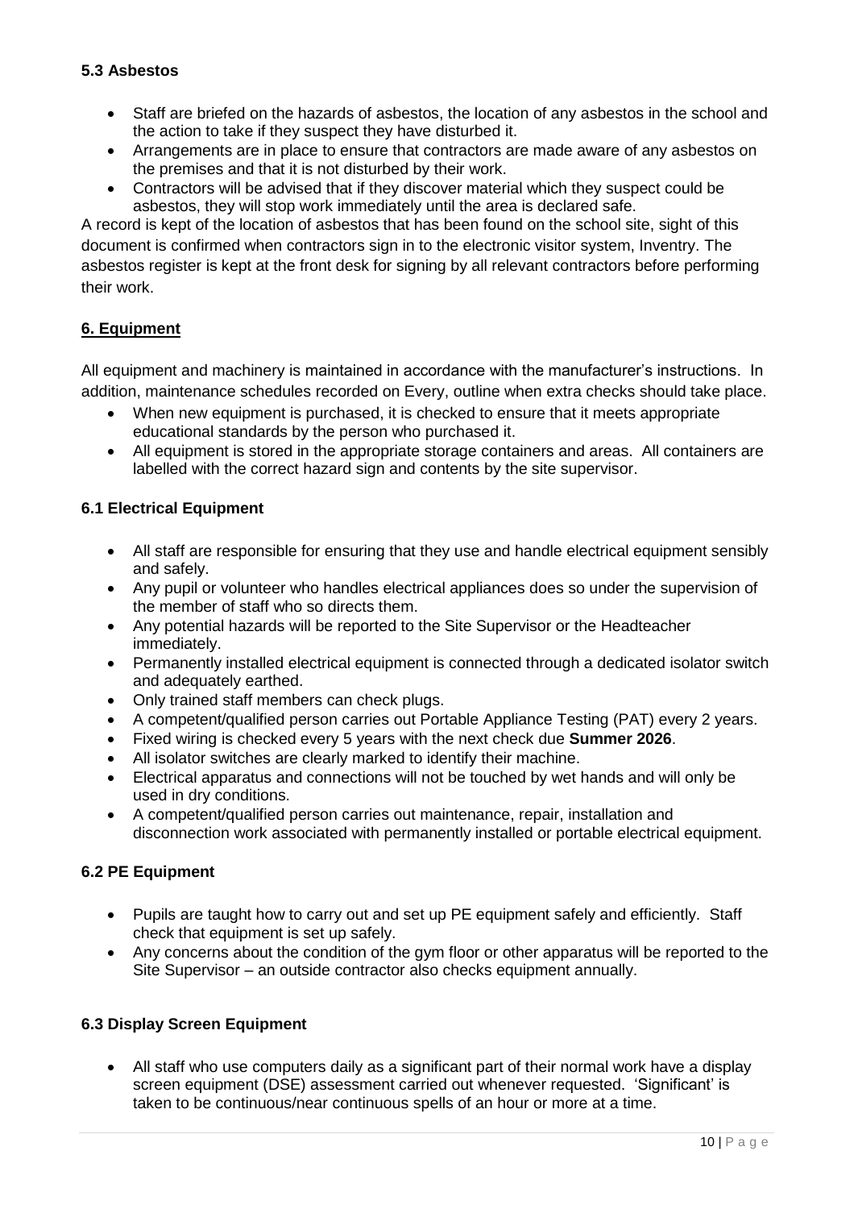### 5.3 Asbestos

- Staff are briefed on the hazards of asbestos, the location of any asbestos in the school and the action to take if they suspect they have disturbed it.
- Arrangements are in place to ensure that contractors are made aware of any asbestos on the premises and that it is not disturbed by their work.
- Contractors will be advised that if they discover material which they suspect could be asbestos, they will stop work immediately until the area is declared safe.

A record is kept of the location of asbestos that has been found on the school site, sight of this document is confirmed when contractors sign in to the electronic visitor system, Inventry. The asbestos register is kept at the front desk for signing by all relevant contractors before performing their work.

## 6. Equipment

All equipment and machinery is maintained in accordance with the manufacturer's instructions. In addition, maintenance schedules recorded on Every, outline when extra checks should take place.

- When new equipment is purchased, it is checked to ensure that it meets appropriate educational standards by the person who purchased it.
- All equipment is stored in the appropriate storage containers and areas. All containers are labelled with the correct hazard sign and contents by the site supervisor.

### 6.1 Electrical Equipment

- All staff are responsible for ensuring that they use and handle electrical equipment sensibly and safely.
- Any pupil or volunteer who handles electrical appliances does so under the supervision of the member of staff who so directs them.
- Any potential hazards will be reported to the Site Supervisor or the Headteacher immediately.
- Permanently installed electrical equipment is connected through a dedicated isolator switch and adequately earthed.
- Only trained staff members can check plugs.
- A competent/qualified person carries out Portable Appliance Testing (PAT) every 2 years.
- Fixed wiring is checked every 5 years with the next check due **Summer 2026**.
- All isolator switches are clearly marked to identify their machine.
- Electrical apparatus and connections will not be touched by wet hands and will only be used in dry conditions.
- A competent/qualified person carries out maintenance, repair, installation and disconnection work associated with permanently installed or portable electrical equipment.

### 6.2 PE Equipment

- Pupils are taught how to carry out and set up PE equipment safely and efficiently. Staff check that equipment is set up safely.
- Any concerns about the condition of the gym floor or other apparatus will be reported to the Site Supervisor – an outside contractor also checks equipment annually.

### 6.3 Display Screen Equipment

- All staff who use computers daily as a significant part of their normal work have a display screen equipment (DSE) assessment carried out whenever requested. 'Significant' is taken to be continuous/near continuous spells of an hour or more at a time.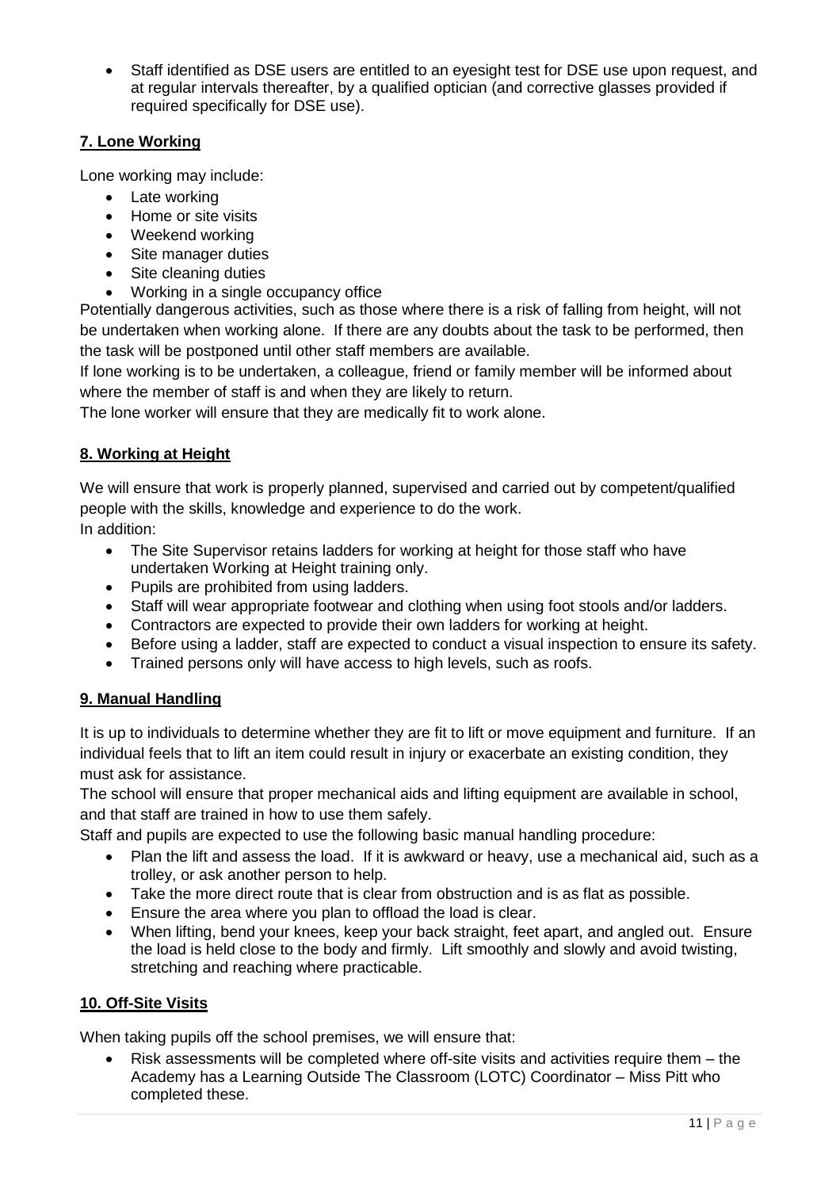- Staff identified as DSE users are entitled to an eyesight test for DSE use upon request, and at regular intervals thereafter, by a qualified optician (and corrective glasses provided if required specifically for DSE use).

## 7. Lone Working

Lone working may include:

- Late working
- Home or site visits
- Weekend working
- Site manager duties
- Site cleaning duties
- Working in a single occupancy office

Potentially dangerous activities, such as those where there is a risk of falling from height, will not be undertaken when working alone. If there are any doubts about the task to be performed, then the task will be postponed until other staff members are available.

If lone working is to be undertaken, a colleague, friend or family member will be informed about where the member of staff is and when they are likely to return.

The lone worker will ensure that they are medically fit to work alone.

## 8. Working at Height

We will ensure that work is properly planned, supervised and carried out by competent/qualified people with the skills, knowledge and experience to do the work.

In addition:

- The Site Supervisor retains ladders for working at height for those staff who have undertaken Working at Height training only.
- Pupils are prohibited from using ladders.
- Staff will wear appropriate footwear and clothing when using foot stools and/or ladders.
- Contractors are expected to provide their own ladders for working at height.
- Before using a ladder, staff are expected to conduct a visual inspection to ensure its safety.
- Trained persons only will have access to high levels, such as roofs.

## 9. Manual Handling

It is up to individuals to determine whether they are fit to lift or move equipment and furniture. If an individual feels that to lift an item could result in injury or exacerbate an existing condition, they must ask for assistance.

The school will ensure that proper mechanical aids and lifting equipment are available in school, and that staff are trained in how to use them safely.

Staff and pupils are expected to use the following basic manual handling procedure:

- Plan the lift and assess the load. If it is awkward or heavy, use a mechanical aid, such as a trolley, or ask another person to help.
- Take the more direct route that is clear from obstruction and is as flat as possible.
- Ensure the area where you plan to offload the load is clear.
- When lifting, bend your knees, keep your back straight, feet apart, and angled out. Ensure the load is held close to the body and firmly. Lift smoothly and slowly and avoid twisting, stretching and reaching where practicable.

## 10. Off-Site Visits

When taking pupils off the school premises, we will ensure that:

- Risk assessments will be completed where off-site visits and activities require them – the Academy has a Learning Outside The Classroom (LOTC) Coordinator – Miss Pitt who completed these.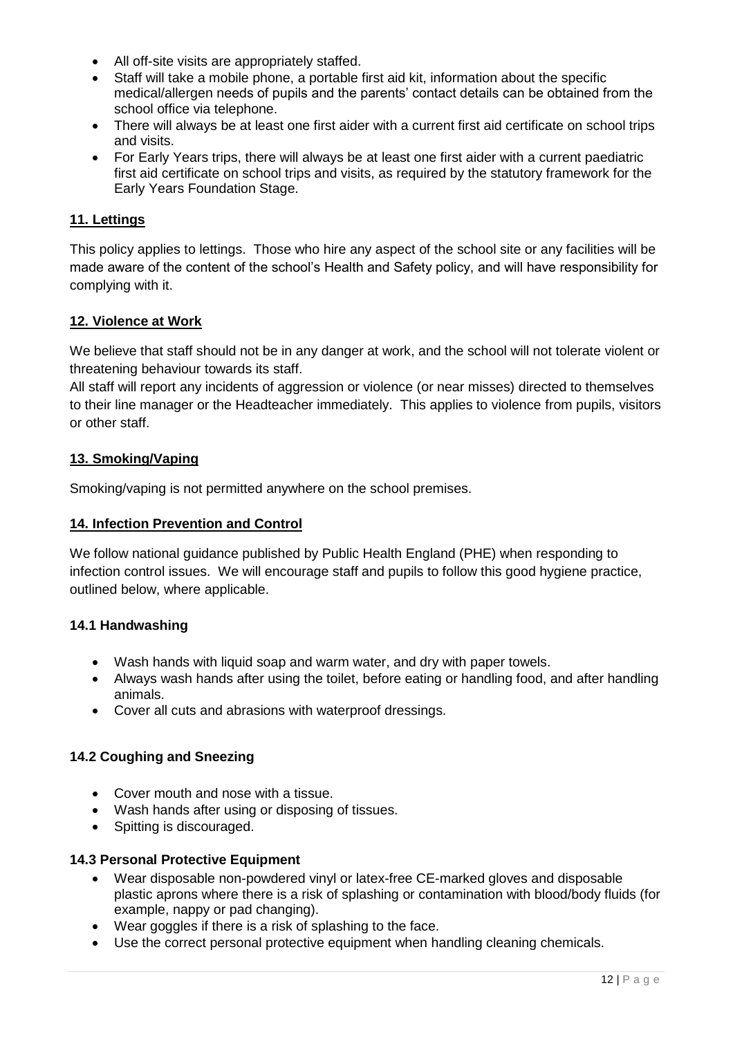- All off-site visits are appropriately staffed.
- Staff will take a mobile phone, a portable first aid kit, information about the specific medical/allergen needs of pupils and the parents' contact details can be obtained from the school office via telephone.
- There will always be at least one first aider with a current first aid certificate on school trips and visits.
- For Early Years trips, there will always be at least one first aider with a current paediatric first aid certificate on school trips and visits, as required by the statutory framework for the Early Years Foundation Stage.

## 11. Lettings

This policy applies to lettings. Those who hire any aspect of the school site or any facilities will be made aware of the content of the school's Health and Safety policy, and will have responsibility for complying with it.

## 12. Violence at Work

We believe that staff should not be in any danger at work, and the school will not tolerate violent or threatening behaviour towards its staff.

All staff will report any incidents of aggression or violence (or near misses) directed to themselves to their line manager or the Headteacher immediately. This applies to violence from pupils, visitors or other staff.

## 13. Smoking/Vaping

Smoking/vaping is not permitted anywhere on the school premises.

## 14. Infection Prevention and Control

We follow national guidance published by Public Health England (PHE) when responding to infection control issues. We will encourage staff and pupils to follow this good hygiene practice, outlined below, where applicable.

### 14.1 Handwashing

- Wash hands with liquid soap and warm water, and dry with paper towels.
- Always wash hands after using the toilet, before eating or handling food, and after handling animals.
- Cover all cuts and abrasions with waterproof dressings.

### 14.2 Coughing and Sneezing

- Cover mouth and nose with a tissue.
- Wash hands after using or disposing of tissues.
- Spitting is discouraged.

### 14.3 Personal Protective Equipment

- Wear disposable non-powdered vinyl or latex-free CE-marked gloves and disposable plastic aprons where there is a risk of splashing or contamination with blood/body fluids (for example, nappy or pad changing).
- Wear goggles if there is a risk of splashing to the face.
- Use the correct personal protective equipment when handling cleaning chemicals.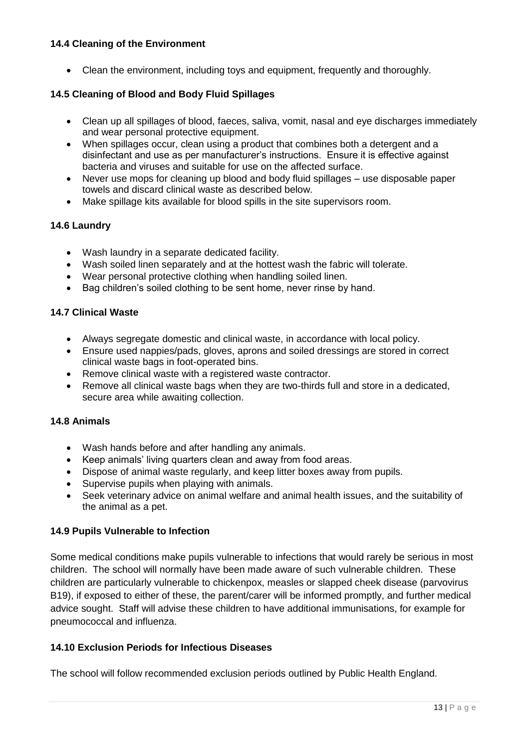### 14.4 Cleaning of the Environment

- Clean the environment, including toys and equipment, frequently and thoroughly.

### 14.5 Cleaning of Blood and Body Fluid Spillages

- Clean up all spillages of blood, faeces, saliva, vomit, nasal and eye discharges immediately and wear personal protective equipment.
- When spillages occur, clean using a product that combines both a detergent and a disinfectant and use as per manufacturer's instructions. Ensure it is effective against bacteria and viruses and suitable for use on the affected surface.
- Never use mops for cleaning up blood and body fluid spillages – use disposable paper towels and discard clinical waste as described below.
- Make spillage kits available for blood spills in the site supervisors room.

### 14.6 Laundry

- Wash laundry in a separate dedicated facility.
- Wash soiled linen separately and at the hottest wash the fabric will tolerate.
- Wear personal protective clothing when handling soiled linen.
- Bag children's soiled clothing to be sent home, never rinse by hand.

### 14.7 Clinical Waste

- Always segregate domestic and clinical waste, in accordance with local policy.
- Ensure used nappies/pads, gloves, aprons and soiled dressings are stored in correct clinical waste bags in foot-operated bins.
- Remove clinical waste with a registered waste contractor.
- Remove all clinical waste bags when they are two-thirds full and store in a dedicated, secure area while awaiting collection.

### 14.8 Animals

- Wash hands before and after handling any animals.
- Keep animals' living quarters clean and away from food areas.
- Dispose of animal waste regularly, and keep litter boxes away from pupils.
- Supervise pupils when playing with animals.
- Seek veterinary advice on animal welfare and animal health issues, and the suitability of the animal as a pet.

### 14.9 Pupils Vulnerable to Infection

Some medical conditions make pupils vulnerable to infections that would rarely be serious in most children. The school will normally have been made aware of such vulnerable children. These children are particularly vulnerable to chickenpox, measles or slapped cheek disease (parvovirus B19), if exposed to either of these, the parent/carer will be informed promptly, and further medical advice sought. Staff will advise these children to have additional immunisations, for example for pneumococcal and influenza.

### 14.10 Exclusion Periods for Infectious Diseases

The school will follow recommended exclusion periods outlined by Public Health England.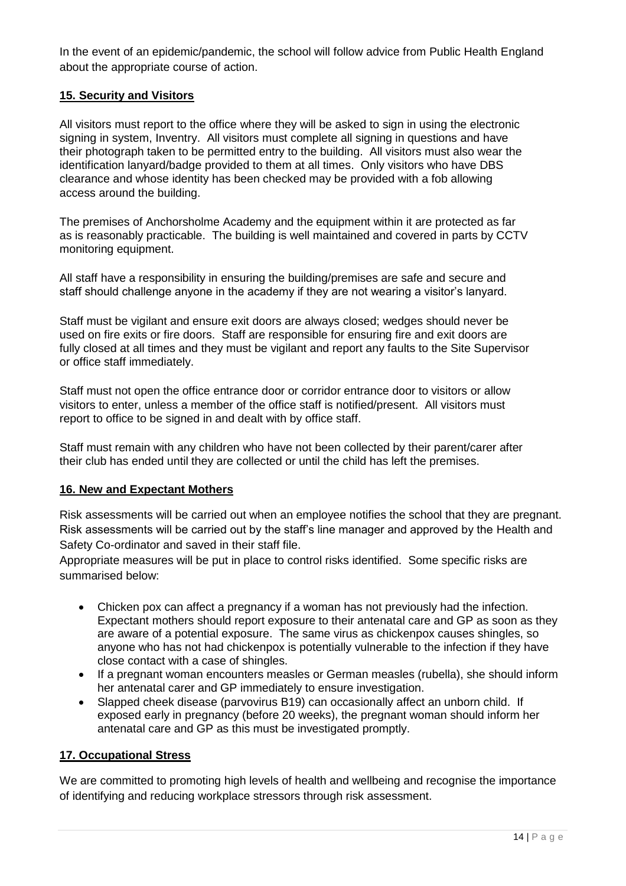In the event of an epidemic/pandemic, the school will follow advice from Public Health England about the appropriate course of action.

## 15. Security and Visitors

All visitors must report to the office where they will be asked to sign in using the electronic signing in system, Inventry. All visitors must complete all signing in questions and have their photograph taken to be permitted entry to the building. All visitors must also wear the identification lanyard/badge provided to them at all times. Only visitors who have DBS clearance and whose identity has been checked may be provided with a fob allowing access around the building.

The premises of Anchorsholme Academy and the equipment within it are protected as far as is reasonably practicable. The building is well maintained and covered in parts by CCTV monitoring equipment.

All staff have a responsibility in ensuring the building/premises are safe and secure and staff should challenge anyone in the academy if they are not wearing a visitor's lanyard.

Staff must be vigilant and ensure exit doors are always closed; wedges should never be used on fire exits or fire doors. Staff are responsible for ensuring fire and exit doors are fully closed at all times and they must be vigilant and report any faults to the Site Supervisor or office staff immediately.

Staff must not open the office entrance door or corridor entrance door to visitors or allow visitors to enter, unless a member of the office staff is notified/present. All visitors must report to office to be signed in and dealt with by office staff.

Staff must remain with any children who have not been collected by their parent/carer after their club has ended until they are collected or until the child has left the premises.

## 16. New and Expectant Mothers

Risk assessments will be carried out when an employee notifies the school that they are pregnant. Risk assessments will be carried out by the staff's line manager and approved by the Health and Safety Co-ordinator and saved in their staff file.
Appropriate measures will be put in place to control risks identified. Some specific risks are summarised below:

- Chicken pox can affect a pregnancy if a woman has not previously had the infection. Expectant mothers should report exposure to their antenatal care and GP as soon as they are aware of a potential exposure. The same virus as chickenpox causes shingles, so anyone who has not had chickenpox is potentially vulnerable to the infection if they have close contact with a case of shingles.
- If a pregnant woman encounters measles or German measles (rubella), she should inform her antenatal carer and GP immediately to ensure investigation.
- Slapped cheek disease (parvovirus B19) can occasionally affect an unborn child. If exposed early in pregnancy (before 20 weeks), the pregnant woman should inform her antenatal care and GP as this must be investigated promptly.

## 17. Occupational Stress

We are committed to promoting high levels of health and wellbeing and recognise the importance of identifying and reducing workplace stressors through risk assessment.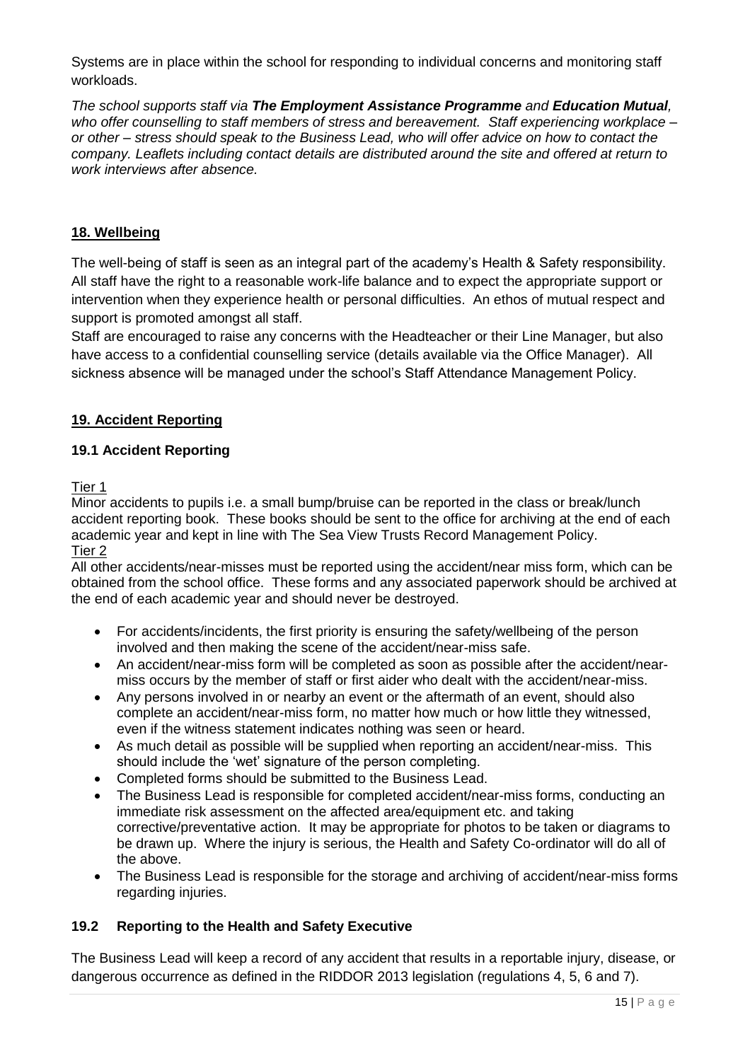Systems are in place within the school for responding to individual concerns and monitoring staff workloads.

*The school supports staff via **The Employment Assistance Programme** and **Education Mutual**, who offer counselling to staff members of stress and bereavement. Staff experiencing workplace – or other – stress should speak to the Business Lead, who will offer advice on how to contact the company. Leaflets including contact details are distributed around the site and offered at return to work interviews after absence.*

## 18. Wellbeing

The well-being of staff is seen as an integral part of the academy's Health & Safety responsibility. All staff have the right to a reasonable work-life balance and to expect the appropriate support or intervention when they experience health or personal difficulties. An ethos of mutual respect and support is promoted amongst all staff.

Staff are encouraged to raise any concerns with the Headteacher or their Line Manager, but also have access to a confidential counselling service (details available via the Office Manager). All sickness absence will be managed under the school's Staff Attendance Management Policy.

## 19. Accident Reporting

### 19.1 Accident Reporting

Tier 1

Minor accidents to pupils i.e. a small bump/bruise can be reported in the class or break/lunch accident reporting book. These books should be sent to the office for archiving at the end of each academic year and kept in line with The Sea View Trusts Record Management Policy.

Tier 2

All other accidents/near-misses must be reported using the accident/near miss form, which can be obtained from the school office. These forms and any associated paperwork should be archived at the end of each academic year and should never be destroyed.

- For accidents/incidents, the first priority is ensuring the safety/wellbeing of the person involved and then making the scene of the accident/near-miss safe.
- An accident/near-miss form will be completed as soon as possible after the accident/near-miss occurs by the member of staff or first aider who dealt with the accident/near-miss.
- Any persons involved in or nearby an event or the aftermath of an event, should also complete an accident/near-miss form, no matter how much or how little they witnessed, even if the witness statement indicates nothing was seen or heard.
- As much detail as possible will be supplied when reporting an accident/near-miss. This should include the 'wet' signature of the person completing.
- Completed forms should be submitted to the Business Lead.
- The Business Lead is responsible for completed accident/near-miss forms, conducting an immediate risk assessment on the affected area/equipment etc. and taking corrective/preventative action. It may be appropriate for photos to be taken or diagrams to be drawn up. Where the injury is serious, the Health and Safety Co-ordinator will do all of the above.
- The Business Lead is responsible for the storage and archiving of accident/near-miss forms regarding injuries.

### 19.2 Reporting to the Health and Safety Executive

The Business Lead will keep a record of any accident that results in a reportable injury, disease, or dangerous occurrence as defined in the RIDDOR 2013 legislation (regulations 4, 5, 6 and 7).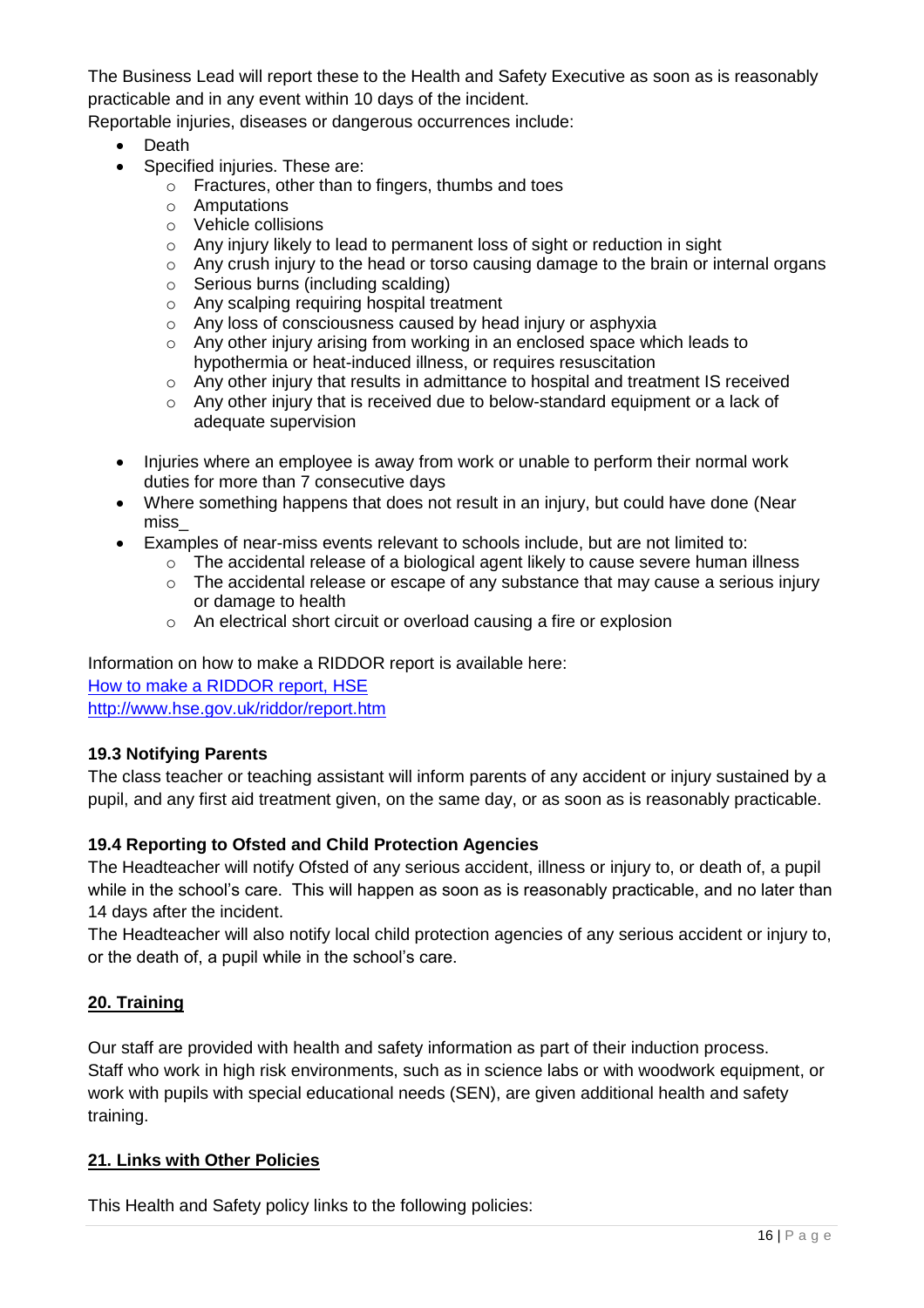The Business Lead will report these to the Health and Safety Executive as soon as is reasonably practicable and in any event within 10 days of the incident.

Reportable injuries, diseases or dangerous occurrences include:

- Death
- Specified injuries. These are:
  - Fractures, other than to fingers, thumbs and toes
  - Amputations
  - Vehicle collisions
  - Any injury likely to lead to permanent loss of sight or reduction in sight
  - Any crush injury to the head or torso causing damage to the brain or internal organs
  - Serious burns (including scalding)
  - Any scalping requiring hospital treatment
  - Any loss of consciousness caused by head injury or asphyxia
  - Any other injury arising from working in an enclosed space which leads to hypothermia or heat-induced illness, or requires resuscitation
  - Any other injury that results in admittance to hospital and treatment IS received
  - Any other injury that is received due to below-standard equipment or a lack of adequate supervision
- Injuries where an employee is away from work or unable to perform their normal work duties for more than 7 consecutive days
- Where something happens that does not result in an injury, but could have done (Near miss_
- Examples of near-miss events relevant to schools include, but are not limited to:
  - The accidental release of a biological agent likely to cause severe human illness
  - The accidental release or escape of any substance that may cause a serious injury or damage to health
  - An electrical short circuit or overload causing a fire or explosion

Information on how to make a RIDDOR report is available here:
[How to make a RIDDOR report, HSE](http://www.hse.gov.uk/riddor/report.htm)
http://www.hse.gov.uk/riddor/report.htm

**19.3 Notifying Parents**

The class teacher or teaching assistant will inform parents of any accident or injury sustained by a pupil, and any first aid treatment given, on the same day, or as soon as is reasonably practicable.

**19.4 Reporting to Ofsted and Child Protection Agencies**

The Headteacher will notify Ofsted of any serious accident, illness or injury to, or death of, a pupil while in the school's care. This will happen as soon as is reasonably practicable, and no later than 14 days after the incident.

The Headteacher will also notify local child protection agencies of any serious accident or injury to, or the death of, a pupil while in the school's care.

## 20. Training

Our staff are provided with health and safety information as part of their induction process. Staff who work in high risk environments, such as in science labs or with woodwork equipment, or work with pupils with special educational needs (SEN), are given additional health and safety training.

## 21. Links with Other Policies

This Health and Safety policy links to the following policies: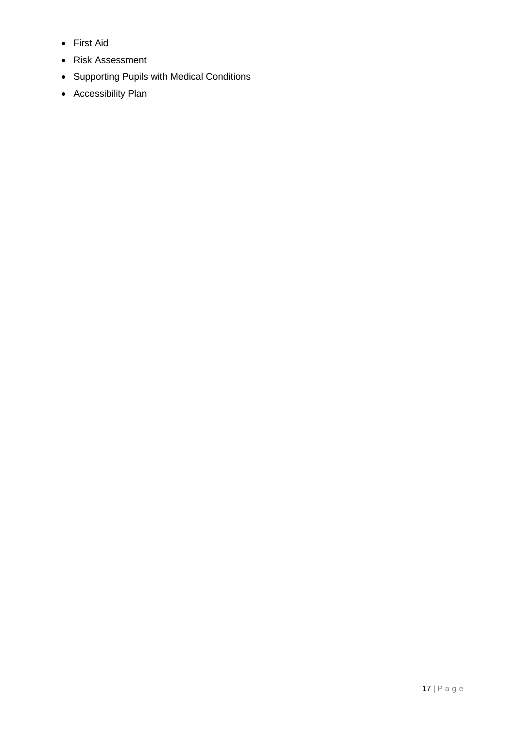- First Aid
- Risk Assessment
- Supporting Pupils with Medical Conditions
- Accessibility Plan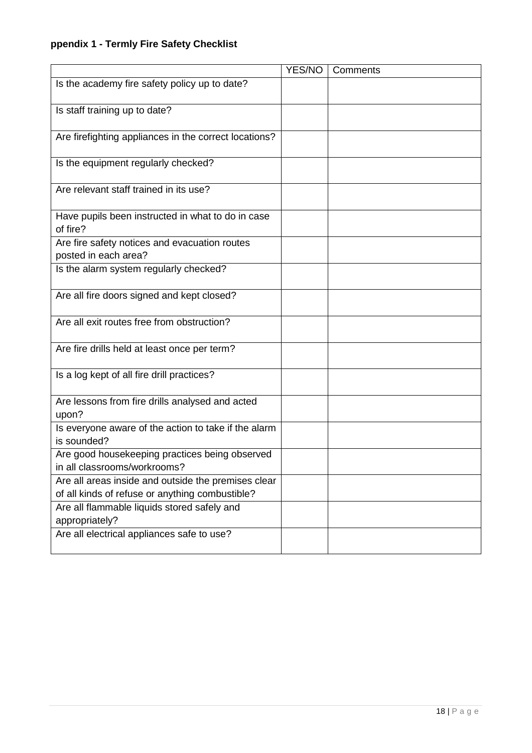**ppendix 1 - Termly Fire Safety Checklist**

| | YES/NO | Comments |
|---|---|---|
| Is the academy fire safety policy up to date? | | |
| Is staff training up to date? | | |
| Are firefighting appliances in the correct locations? | | |
| Is the equipment regularly checked? | | |
| Are relevant staff trained in its use? | | |
| Have pupils been instructed in what to do in case of fire? | | |
| Are fire safety notices and evacuation routes posted in each area? | | |
| Is the alarm system regularly checked? | | |
| Are all fire doors signed and kept closed? | | |
| Are all exit routes free from obstruction? | | |
| Are fire drills held at least once per term? | | |
| Is a log kept of all fire drill practices? | | |
| Are lessons from fire drills analysed and acted upon? | | |
| Is everyone aware of the action to take if the alarm is sounded? | | |
| Are good housekeeping practices being observed in all classrooms/workrooms? | | |
| Are all areas inside and outside the premises clear of all kinds of refuse or anything combustible? | | |
| Are all flammable liquids stored safely and appropriately? | | |
| Are all electrical appliances safe to use? | | |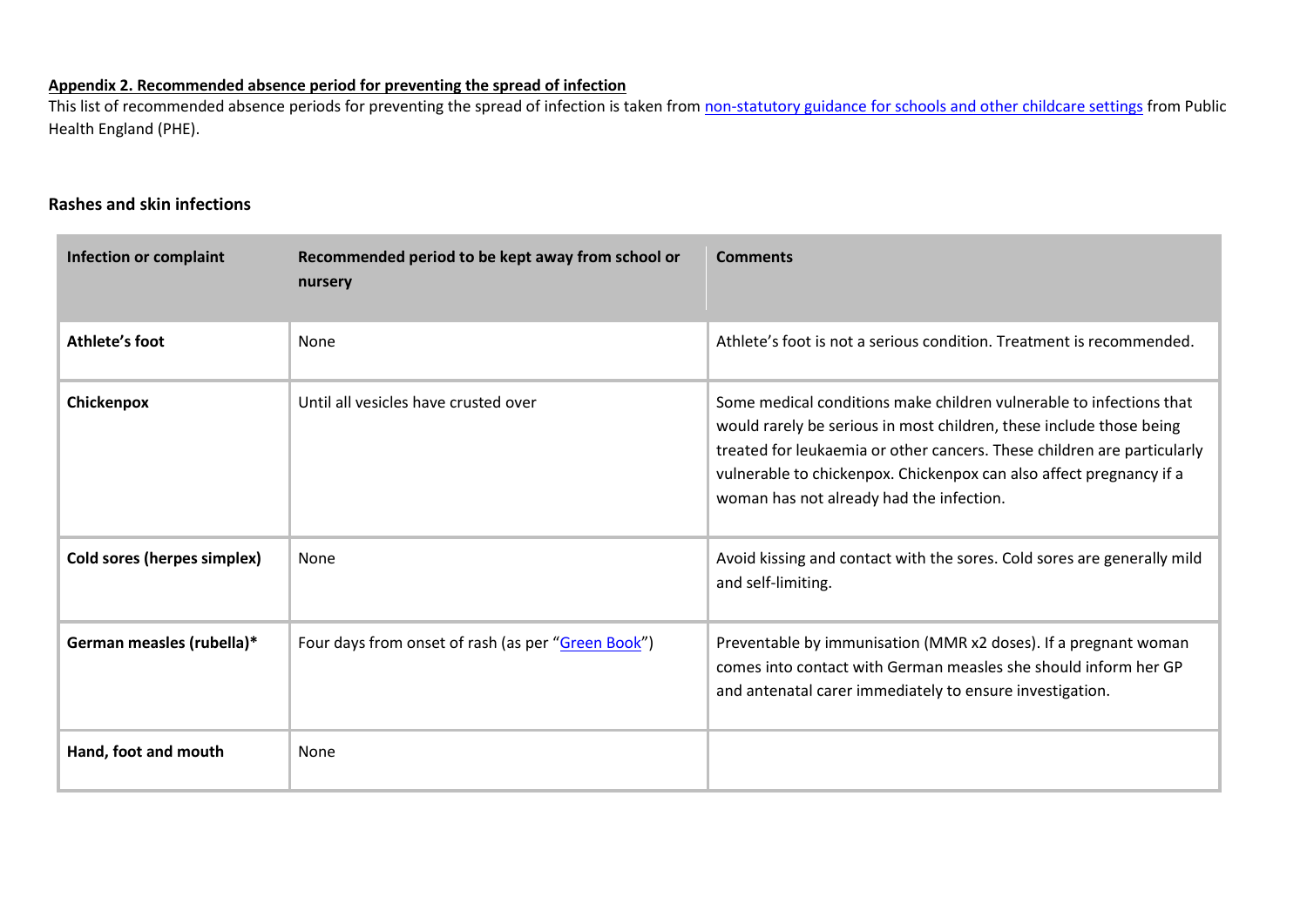**Appendix 2. Recommended absence period for preventing the spread of infection**

This list of recommended absence periods for preventing the spread of infection is taken from non-statutory guidance for schools and other childcare settings from Public Health England (PHE).

### Rashes and skin infections

| Infection or complaint | Recommended period to be kept away from school or nursery | Comments |
|---|---|---|
| **Athlete's foot** | None | Athlete's foot is not a serious condition. Treatment is recommended. |
| **Chickenpox** | Until all vesicles have crusted over | Some medical conditions make children vulnerable to infections that would rarely be serious in most children, these include those being treated for leukaemia or other cancers. These children are particularly vulnerable to chickenpox. Chickenpox can also affect pregnancy if a woman has not already had the infection. |
| **Cold sores (herpes simplex)** | None | Avoid kissing and contact with the sores. Cold sores are generally mild and self-limiting. |
| **German measles (rubella)*** | Four days from onset of rash (as per "Green Book") | Preventable by immunisation (MMR x2 doses). If a pregnant woman comes into contact with German measles she should inform her GP and antenatal carer immediately to ensure investigation. |
| **Hand, foot and mouth** | None | |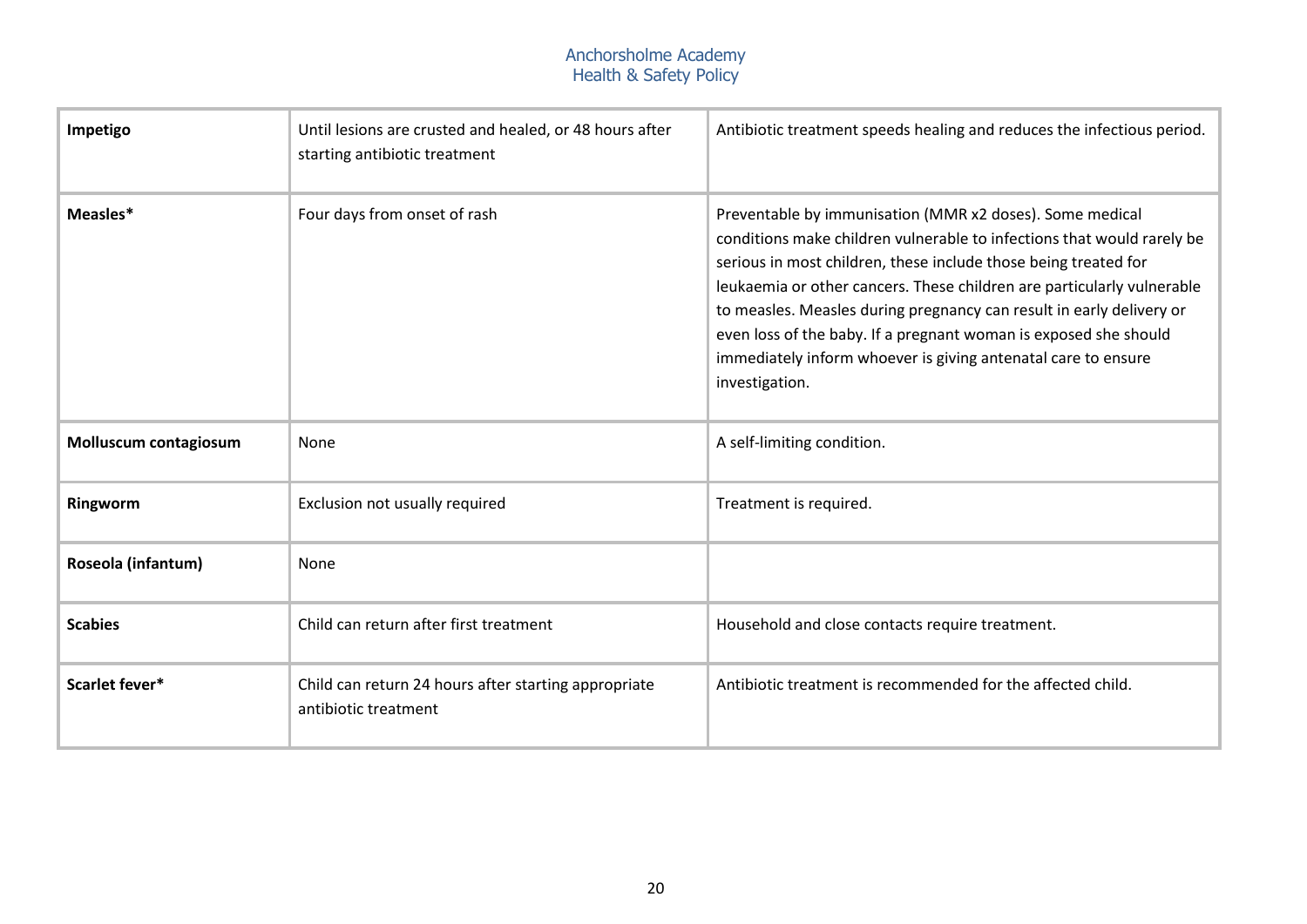| | | |
|---|---|---|
| **Impetigo** | Until lesions are crusted and healed, or 48 hours after starting antibiotic treatment | Antibiotic treatment speeds healing and reduces the infectious period. |
| **Measles*** | Four days from onset of rash | Preventable by immunisation (MMR x2 doses). Some medical conditions make children vulnerable to infections that would rarely be serious in most children, these include those being treated for leukaemia or other cancers. These children are particularly vulnerable to measles. Measles during pregnancy can result in early delivery or even loss of the baby. If a pregnant woman is exposed she should immediately inform whoever is giving antenatal care to ensure investigation. |
| **Molluscum contagiosum** | None | A self-limiting condition. |
| **Ringworm** | Exclusion not usually required | Treatment is required. |
| **Roseola (infantum)** | None | |
| **Scabies** | Child can return after first treatment | Household and close contacts require treatment. |
| **Scarlet fever*** | Child can return 24 hours after starting appropriate antibiotic treatment | Antibiotic treatment is recommended for the affected child. |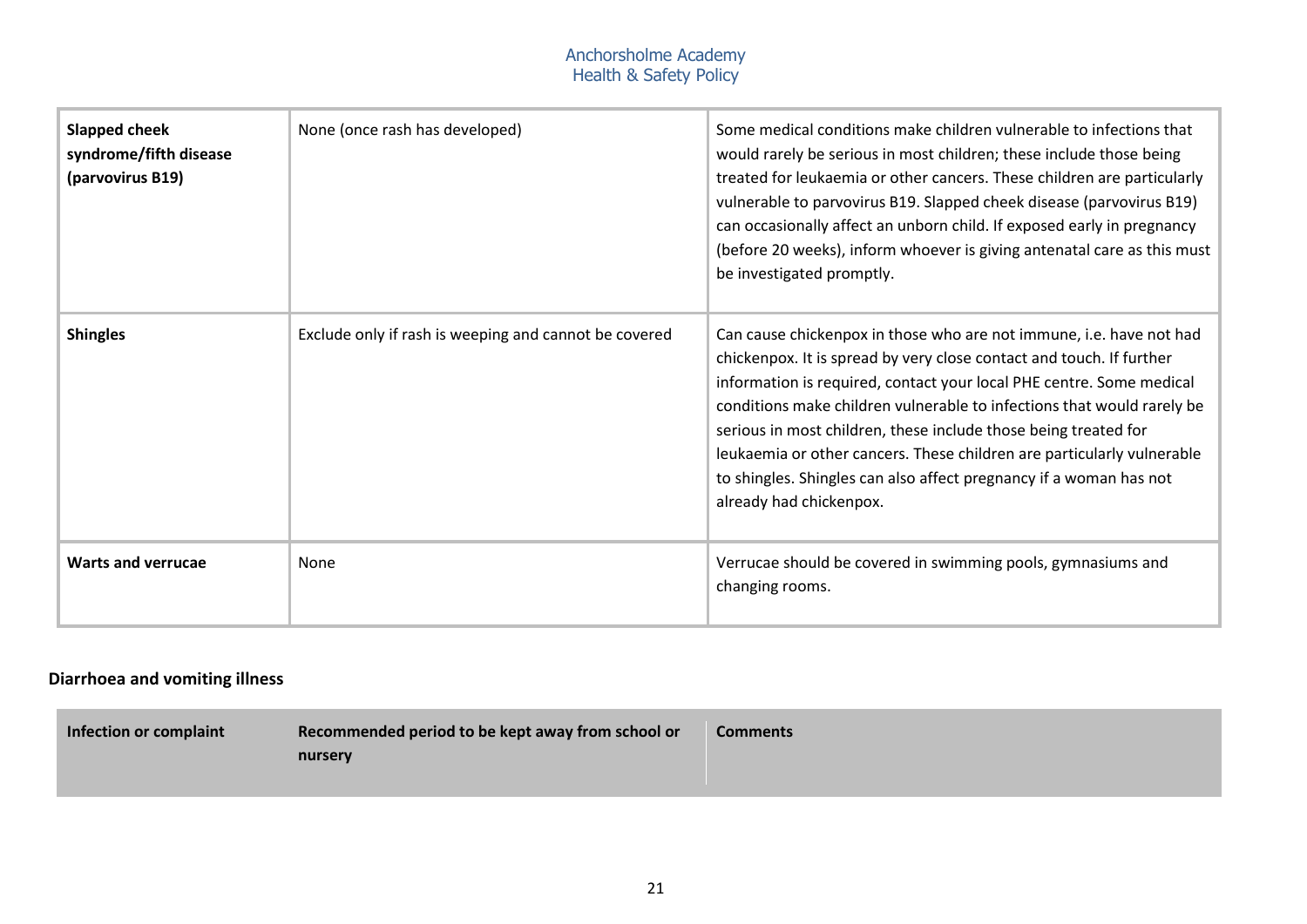| | | |
|---|---|---|
| **Slapped cheek syndrome/fifth disease (parvovirus B19)** | None (once rash has developed) | Some medical conditions make children vulnerable to infections that would rarely be serious in most children; these include those being treated for leukaemia or other cancers. These children are particularly vulnerable to parvovirus B19. Slapped cheek disease (parvovirus B19) can occasionally affect an unborn child. If exposed early in pregnancy (before 20 weeks), inform whoever is giving antenatal care as this must be investigated promptly. |
| **Shingles** | Exclude only if rash is weeping and cannot be covered | Can cause chickenpox in those who are not immune, i.e. have not had chickenpox. It is spread by very close contact and touch. If further information is required, contact your local PHE centre. Some medical conditions make children vulnerable to infections that would rarely be serious in most children, these include those being treated for leukaemia or other cancers. These children are particularly vulnerable to shingles. Shingles can also affect pregnancy if a woman has not already had chickenpox. |
| **Warts and verrucae** | None | Verrucae should be covered in swimming pools, gymnasiums and changing rooms. |

**Diarrhoea and vomiting illness**

| Infection or complaint | Recommended period to be kept away from school or nursery | Comments |
|---|---|---|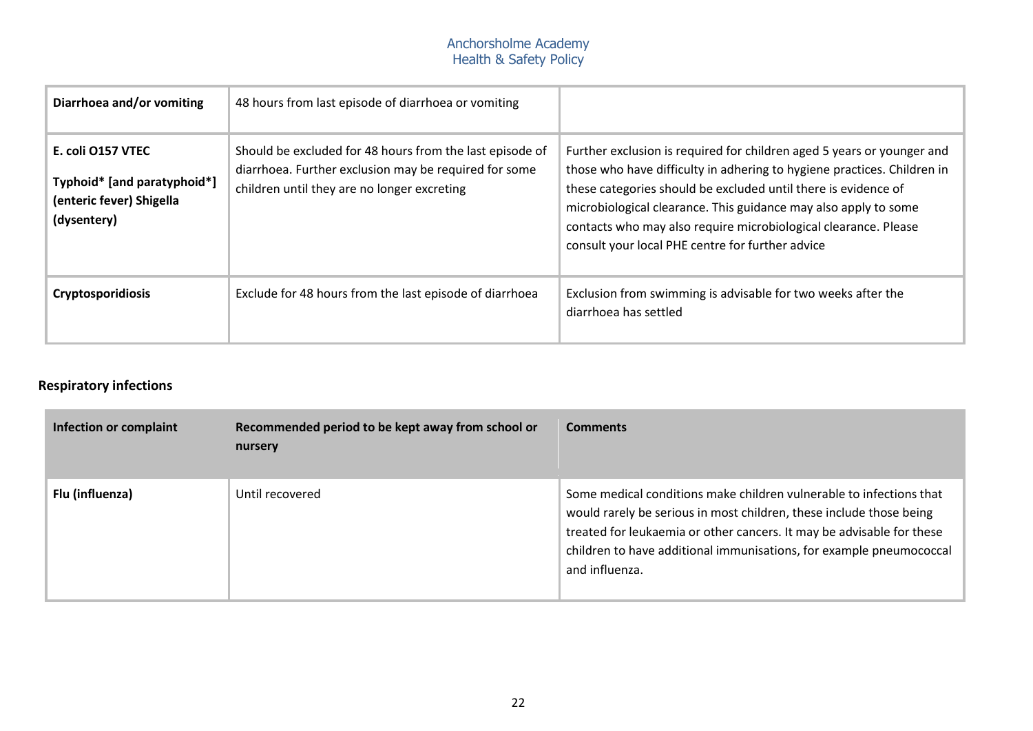| | | |
|---|---|---|
| **Diarrhoea and/or vomiting** | 48 hours from last episode of diarrhoea or vomiting | |
| **E. coli O157 VTEC**<br><br>**Typhoid* [and paratyphoid*] (enteric fever) Shigella (dysentery)** | Should be excluded for 48 hours from the last episode of diarrhoea. Further exclusion may be required for some children until they are no longer excreting | Further exclusion is required for children aged 5 years or younger and those who have difficulty in adhering to hygiene practices. Children in these categories should be excluded until there is evidence of microbiological clearance. This guidance may also apply to some contacts who may also require microbiological clearance. Please consult your local PHE centre for further advice |
| **Cryptosporidiosis** | Exclude for 48 hours from the last episode of diarrhoea | Exclusion from swimming is advisable for two weeks after the diarrhoea has settled |

**Respiratory infections**

| Infection or complaint | Recommended period to be kept away from school or nursery | Comments |
|---|---|---|
| **Flu (influenza)** | Until recovered | Some medical conditions make children vulnerable to infections that would rarely be serious in most children, these include those being treated for leukaemia or other cancers. It may be advisable for these children to have additional immunisations, for example pneumococcal and influenza. |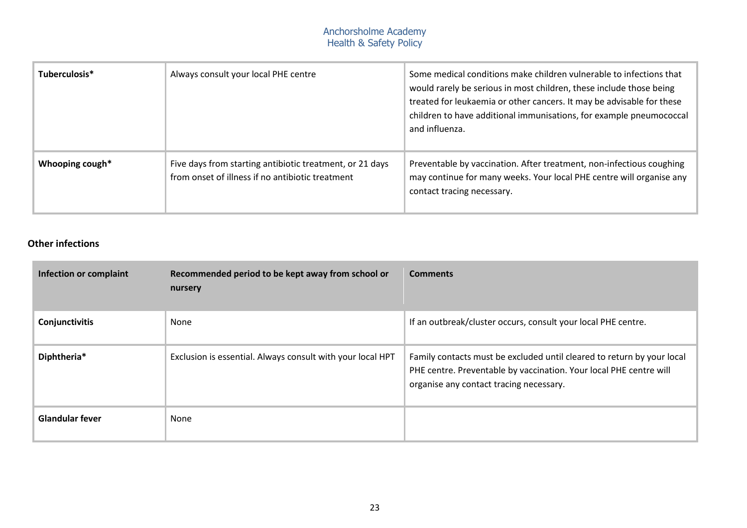| | | |
|---|---|---|
| **Tuberculosis*** | Always consult your local PHE centre | Some medical conditions make children vulnerable to infections that would rarely be serious in most children, these include those being treated for leukaemia or other cancers. It may be advisable for these children to have additional immunisations, for example pneumococcal and influenza. |
| **Whooping cough*** | Five days from starting antibiotic treatment, or 21 days from onset of illness if no antibiotic treatment | Preventable by vaccination. After treatment, non-infectious coughing may continue for many weeks. Your local PHE centre will organise any contact tracing necessary. |

**Other infections**

| Infection or complaint | Recommended period to be kept away from school or nursery | Comments |
|---|---|---|
| **Conjunctivitis** | None | If an outbreak/cluster occurs, consult your local PHE centre. |
| **Diphtheria*** | Exclusion is essential. Always consult with your local HPT | Family contacts must be excluded until cleared to return by your local PHE centre. Preventable by vaccination. Your local PHE centre will organise any contact tracing necessary. |
| **Glandular fever** | None | |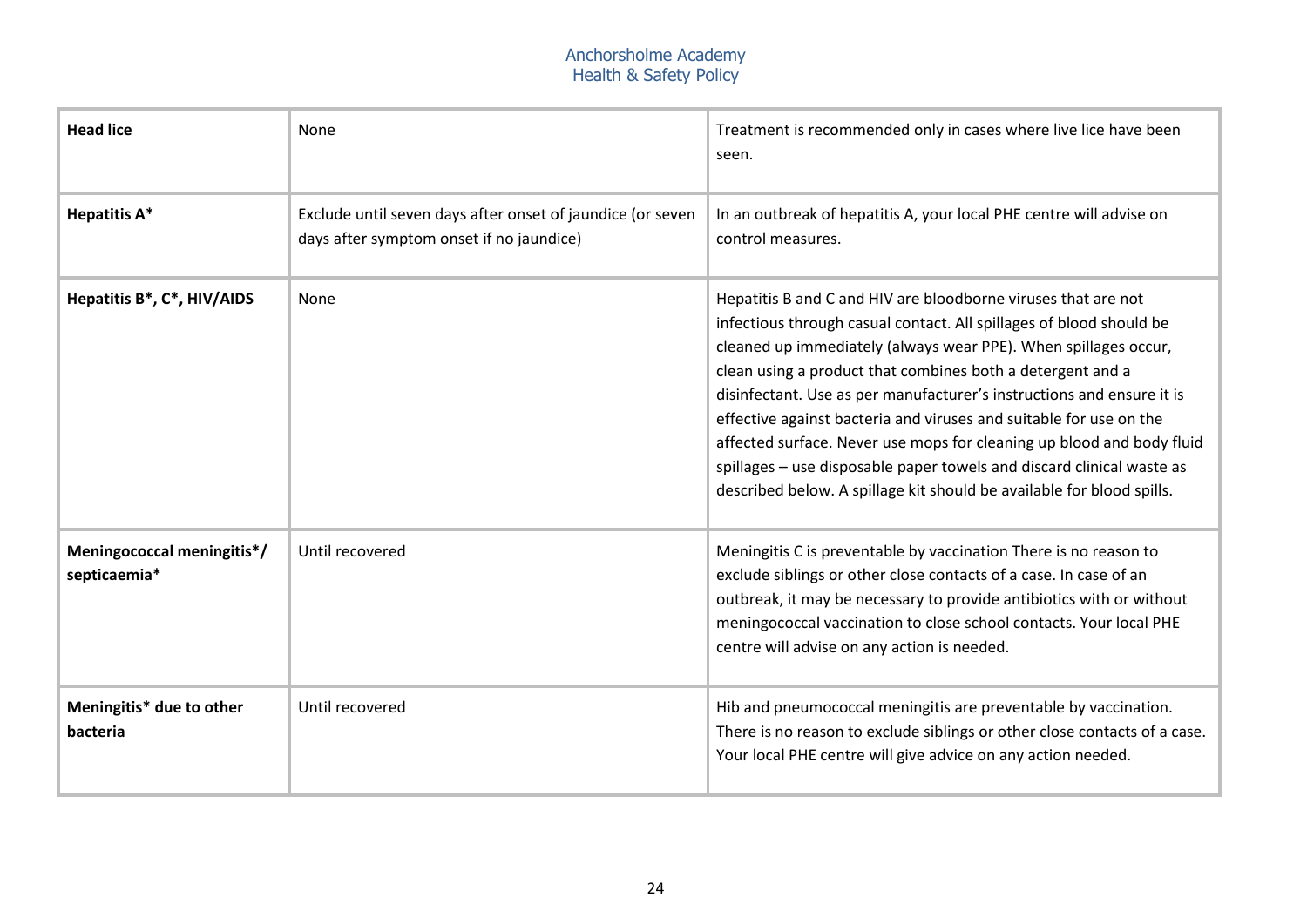| **Head lice** | None | Treatment is recommended only in cases where live lice have been seen. |
|---|---|---|
| **Hepatitis A*** | Exclude until seven days after onset of jaundice (or seven days after symptom onset if no jaundice) | In an outbreak of hepatitis A, your local PHE centre will advise on control measures. |
| **Hepatitis B*, C*, HIV/AIDS** | None | Hepatitis B and C and HIV are bloodborne viruses that are not infectious through casual contact. All spillages of blood should be cleaned up immediately (always wear PPE). When spillages occur, clean using a product that combines both a detergent and a disinfectant. Use as per manufacturer's instructions and ensure it is effective against bacteria and viruses and suitable for use on the affected surface. Never use mops for cleaning up blood and body fluid spillages – use disposable paper towels and discard clinical waste as described below. A spillage kit should be available for blood spills. |
| **Meningococcal meningitis*/ septicaemia*** | Until recovered | Meningitis C is preventable by vaccination There is no reason to exclude siblings or other close contacts of a case. In case of an outbreak, it may be necessary to provide antibiotics with or without meningococcal vaccination to close school contacts. Your local PHE centre will advise on any action is needed. |
| **Meningitis* due to other bacteria** | Until recovered | Hib and pneumococcal meningitis are preventable by vaccination. There is no reason to exclude siblings or other close contacts of a case. Your local PHE centre will give advice on any action needed. |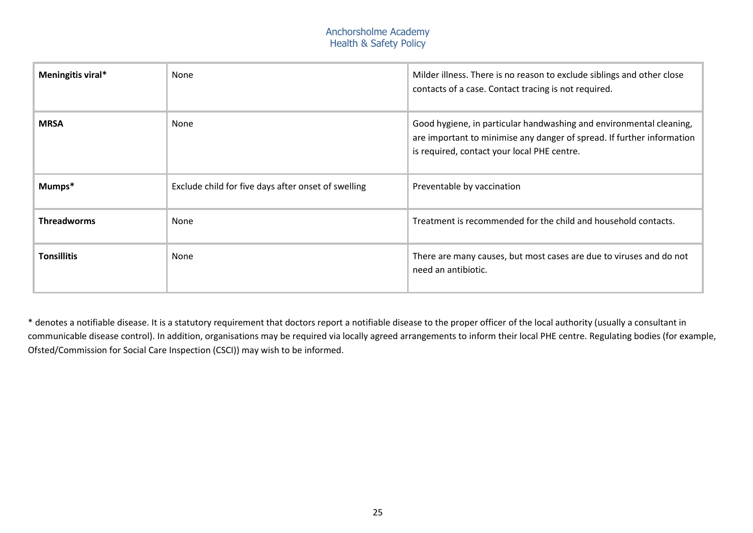| | | |
|---|---|---|
| **Meningitis viral*** | None | Milder illness. There is no reason to exclude siblings and other close contacts of a case. Contact tracing is not required. |
| **MRSA** | None | Good hygiene, in particular handwashing and environmental cleaning, are important to minimise any danger of spread. If further information is required, contact your local PHE centre. |
| **Mumps*** | Exclude child for five days after onset of swelling | Preventable by vaccination |
| **Threadworms** | None | Treatment is recommended for the child and household contacts. |
| **Tonsillitis** | None | There are many causes, but most cases are due to viruses and do not need an antibiotic. |

* denotes a notifiable disease. It is a statutory requirement that doctors report a notifiable disease to the proper officer of the local authority (usually a consultant in communicable disease control). In addition, organisations may be required via locally agreed arrangements to inform their local PHE centre. Regulating bodies (for example, Ofsted/Commission for Social Care Inspection (CSCI)) may wish to be informed.